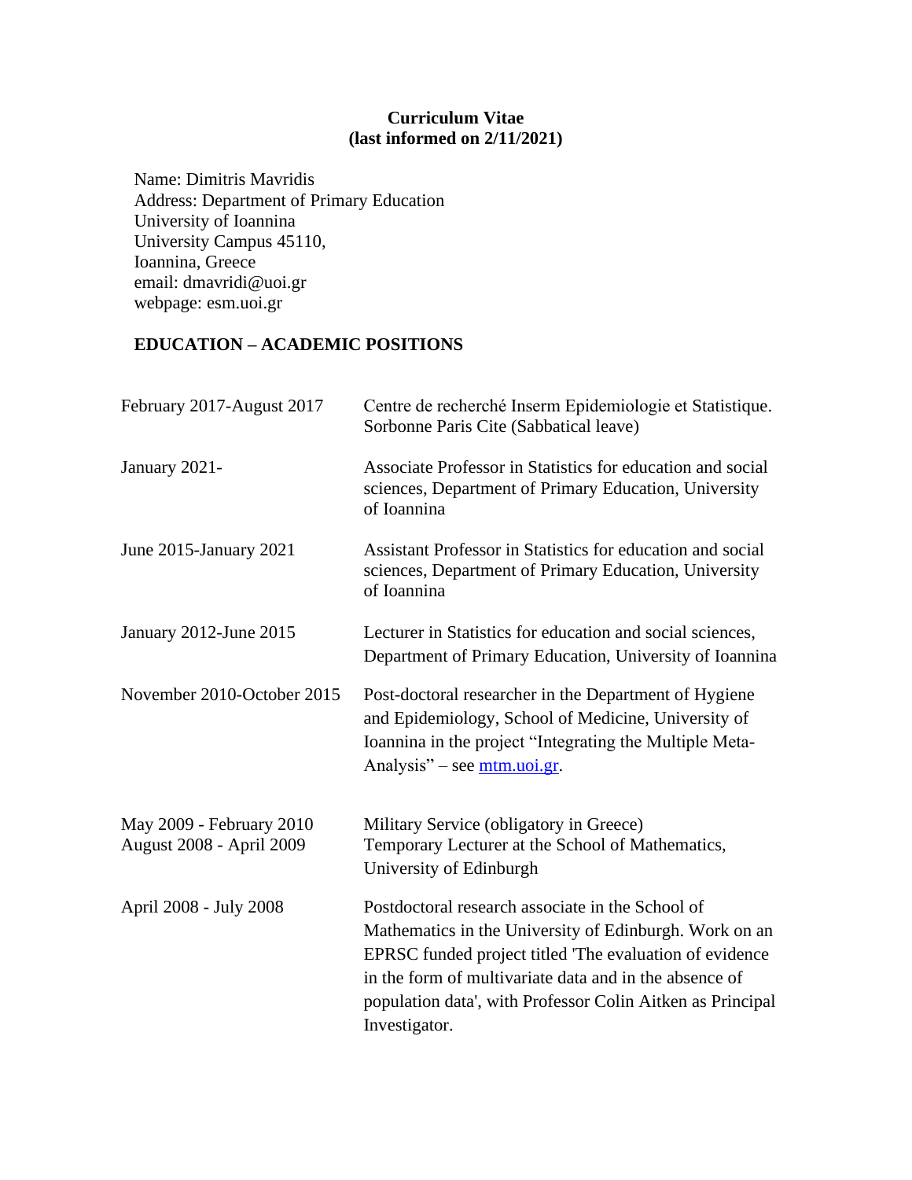**Curriculum Vitae**
**(last informed on 2/11/2021)**

Name: Dimitris Mavridis
Address: Department of Primary Education
University of Ioannina
University Campus 45110,
Ioannina, Greece
email: dmavridi@uoi.gr
webpage: esm.uoi.gr

## EDUCATION – ACADEMIC POSITIONS

| | |
|---|---|
| February 2017-August 2017 | Centre de recherché Inserm Epidemiologie et Statistique. Sorbonne Paris Cite (Sabbatical leave) |
| January 2021- | Associate Professor in Statistics for education and social sciences, Department of Primary Education, University of Ioannina |
| June 2015-January 2021 | Assistant Professor in Statistics for education and social sciences, Department of Primary Education, University of Ioannina |
| January 2012-June 2015 | Lecturer in Statistics for education and social sciences, Department of Primary Education, University of Ioannina |
| November 2010-October 2015 | Post-doctoral researcher in the Department of Hygiene and Epidemiology, School of Medicine, University of Ioannina in the project "Integrating the Multiple Meta-Analysis" – see mtm.uoi.gr. |
| May 2009 - February 2010 | Military Service (obligatory in Greece) |
| August 2008 - April 2009 | Temporary Lecturer at the School of Mathematics, University of Edinburgh |
| April 2008 - July 2008 | Postdoctoral research associate in the School of Mathematics in the University of Edinburgh. Work on an EPRSC funded project titled 'The evaluation of evidence in the form of multivariate data and in the absence of population data', with Professor Colin Aitken as Principal Investigator. |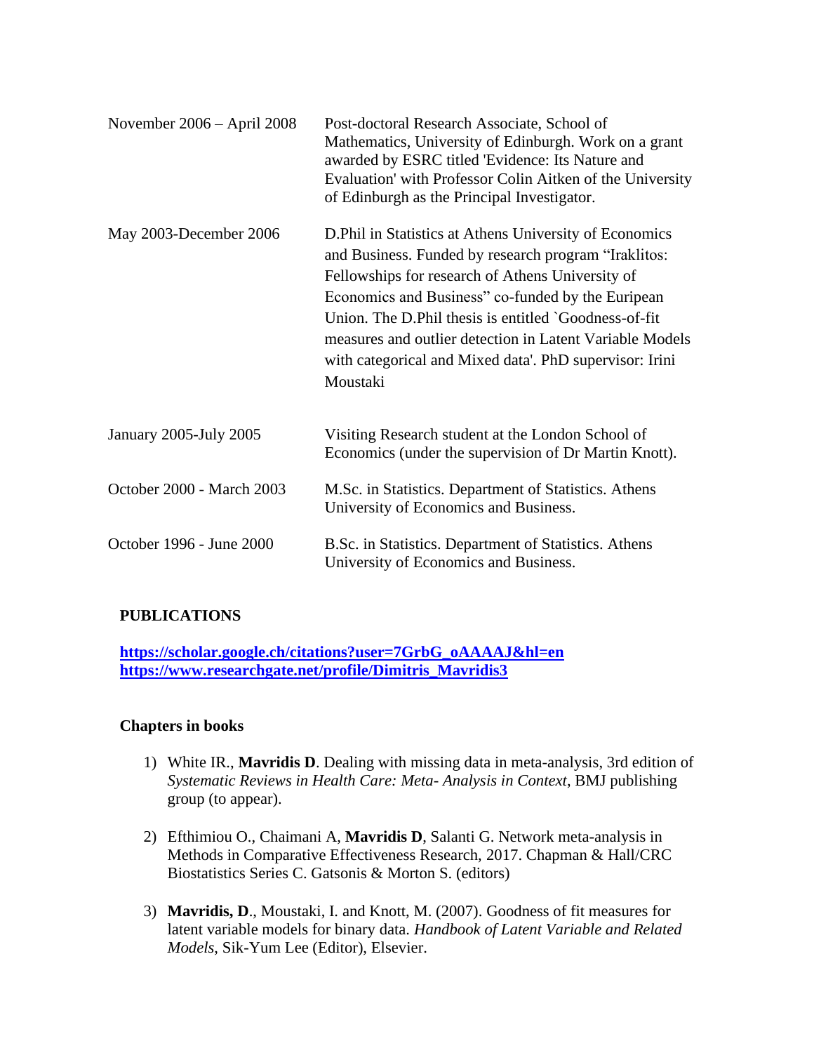| | |
|---|---|
| November 2006 – April 2008 | Post-doctoral Research Associate, School of Mathematics, University of Edinburgh. Work on a grant awarded by ESRC titled 'Evidence: Its Nature and Evaluation' with Professor Colin Aitken of the University of Edinburgh as the Principal Investigator. |
| May 2003-December 2006 | D.Phil in Statistics at Athens University of Economics and Business. Funded by research program "Iraklitos: Fellowships for research of Athens University of Economics and Business" co-funded by the Euripean Union. The D.Phil thesis is entitled `Goodness-of-fit measures and outlier detection in Latent Variable Models with categorical and Mixed data'. PhD supervisor: Irini Moustaki |
| January 2005-July 2005 | Visiting Research student at the London School of Economics (under the supervision of Dr Martin Knott). |
| October 2000 - March 2003 | M.Sc. in Statistics. Department of Statistics. Athens University of Economics and Business. |
| October 1996 - June 2000 | B.Sc. in Statistics. Department of Statistics. Athens University of Economics and Business. |

## PUBLICATIONS

**https://scholar.google.ch/citations?user=7GrbG_oAAAAJ&hl=en**
**https://www.researchgate.net/profile/Dimitris_Mavridis3**

### Chapters in books

1) White IR., **Mavridis D**. Dealing with missing data in meta-analysis, 3rd edition of *Systematic Reviews in Health Care: Meta- Analysis in Context*, BMJ publishing group (to appear).

2) Efthimiou O., Chaimani A, **Mavridis D**, Salanti G. Network meta-analysis in Methods in Comparative Effectiveness Research, 2017. Chapman & Hall/CRC Biostatistics Series C. Gatsonis & Morton S. (editors)

3) **Mavridis, D**., Moustaki, I. and Knott, M. (2007). Goodness of fit measures for latent variable models for binary data. *Handbook of Latent Variable and Related Models*, Sik-Yum Lee (Editor), Elsevier.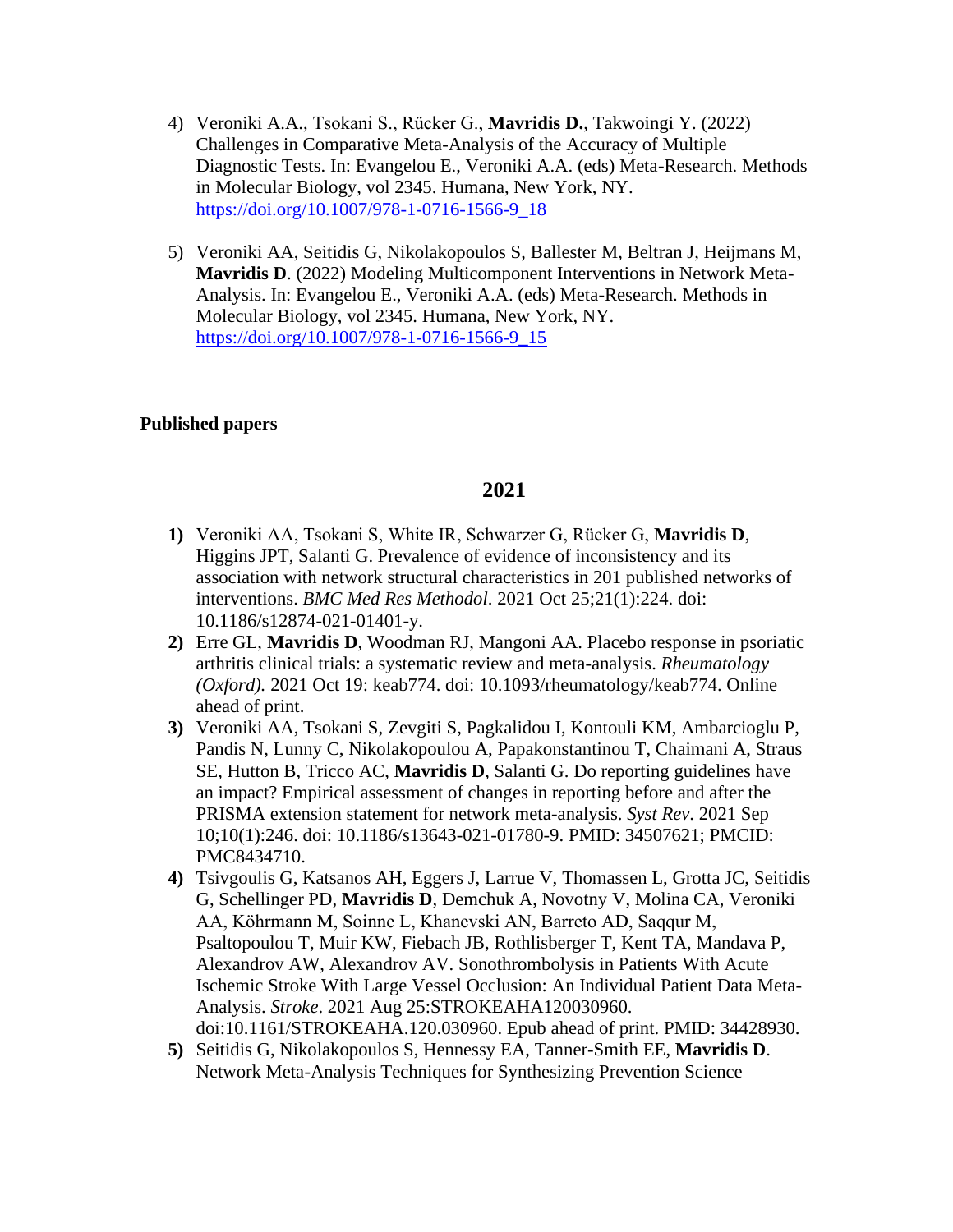4) Veroniki A.A., Tsokani S., Rücker G., **Mavridis D.**, Takwoingi Y. (2022) Challenges in Comparative Meta-Analysis of the Accuracy of Multiple Diagnostic Tests. In: Evangelou E., Veroniki A.A. (eds) Meta-Research. Methods in Molecular Biology, vol 2345. Humana, New York, NY. https://doi.org/10.1007/978-1-0716-1566-9_18

5) Veroniki AA, Seitidis G, Nikolakopoulos S, Ballester M, Beltran J, Heijmans M, **Mavridis D**. (2022) Modeling Multicomponent Interventions in Network Meta-Analysis. In: Evangelou E., Veroniki A.A. (eds) Meta-Research. Methods in Molecular Biology, vol 2345. Humana, New York, NY. https://doi.org/10.1007/978-1-0716-1566-9_15

**Published papers**

## 2021

**1)** Veroniki AA, Tsokani S, White IR, Schwarzer G, Rücker G, **Mavridis D**, Higgins JPT, Salanti G. Prevalence of evidence of inconsistency and its association with network structural characteristics in 201 published networks of interventions. *BMC Med Res Methodol*. 2021 Oct 25;21(1):224. doi: 10.1186/s12874-021-01401-y.

**2)** Erre GL, **Mavridis D**, Woodman RJ, Mangoni AA. Placebo response in psoriatic arthritis clinical trials: a systematic review and meta-analysis. *Rheumatology (Oxford).* 2021 Oct 19: keab774. doi: 10.1093/rheumatology/keab774. Online ahead of print.

**3)** Veroniki AA, Tsokani S, Zevgiti S, Pagkalidou I, Kontouli KM, Ambarcioglu P, Pandis N, Lunny C, Nikolakopoulou A, Papakonstantinou T, Chaimani A, Straus SE, Hutton B, Tricco AC, **Mavridis D**, Salanti G. Do reporting guidelines have an impact? Empirical assessment of changes in reporting before and after the PRISMA extension statement for network meta-analysis. *Syst Rev*. 2021 Sep 10;10(1):246. doi: 10.1186/s13643-021-01780-9. PMID: 34507621; PMCID: PMC8434710.

**4)** Tsivgoulis G, Katsanos AH, Eggers J, Larrue V, Thomassen L, Grotta JC, Seitidis G, Schellinger PD, **Mavridis D**, Demchuk A, Novotny V, Molina CA, Veroniki AA, Köhrmann M, Soinne L, Khanevski AN, Barreto AD, Saqqur M, Psaltopoulou T, Muir KW, Fiebach JB, Rothlisberger T, Kent TA, Mandava P, Alexandrov AW, Alexandrov AV. Sonothrombolysis in Patients With Acute Ischemic Stroke With Large Vessel Occlusion: An Individual Patient Data Meta-Analysis. *Stroke*. 2021 Aug 25:STROKEAHA120030960. doi:10.1161/STROKEAHA.120.030960. Epub ahead of print. PMID: 34428930.

**5)** Seitidis G, Nikolakopoulos S, Hennessy EA, Tanner-Smith EE, **Mavridis D**. Network Meta-Analysis Techniques for Synthesizing Prevention Science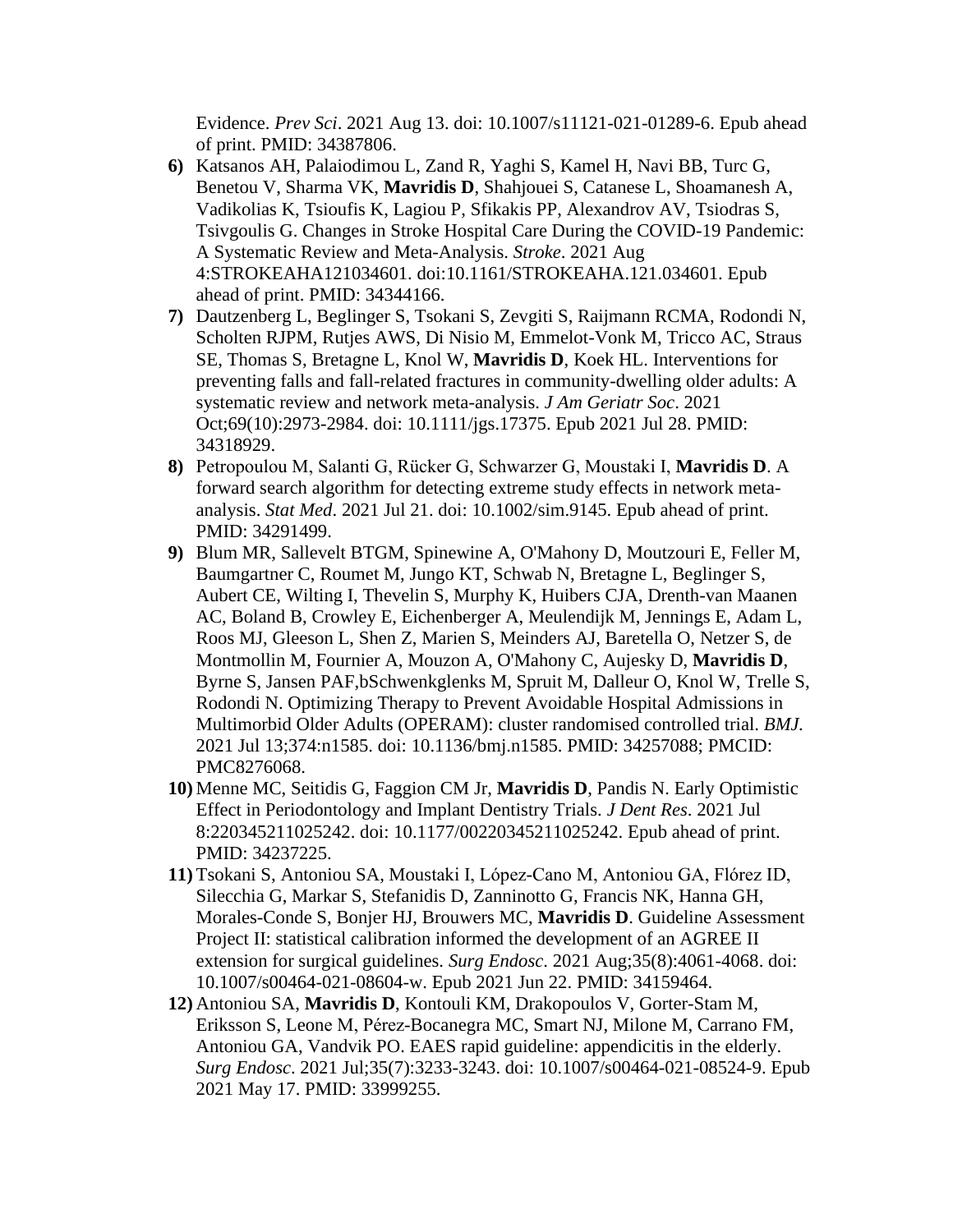Evidence. *Prev Sci*. 2021 Aug 13. doi: 10.1007/s11121-021-01289-6. Epub ahead of print. PMID: 34387806.

6) Katsanos AH, Palaiodimou L, Zand R, Yaghi S, Kamel H, Navi BB, Turc G, Benetou V, Sharma VK, **Mavridis D**, Shahjouei S, Catanese L, Shoamanesh A, Vadikolias K, Tsioufis K, Lagiou P, Sfikakis PP, Alexandrov AV, Tsiodras S, Tsivgoulis G. Changes in Stroke Hospital Care During the COVID-19 Pandemic: A Systematic Review and Meta-Analysis. *Stroke*. 2021 Aug 4:STROKEAHA121034601. doi:10.1161/STROKEAHA.121.034601. Epub ahead of print. PMID: 34344166.
7) Dautzenberg L, Beglinger S, Tsokani S, Zevgiti S, Raijmann RCMA, Rodondi N, Scholten RJPM, Rutjes AWS, Di Nisio M, Emmelot-Vonk M, Tricco AC, Straus SE, Thomas S, Bretagne L, Knol W, **Mavridis D**, Koek HL. Interventions for preventing falls and fall-related fractures in community-dwelling older adults: A systematic review and network meta-analysis. *J Am Geriatr Soc*. 2021 Oct;69(10):2973-2984. doi: 10.1111/jgs.17375. Epub 2021 Jul 28. PMID: 34318929.
8) Petropoulou M, Salanti G, Rücker G, Schwarzer G, Moustaki I, **Mavridis D**. A forward search algorithm for detecting extreme study effects in network meta-analysis. *Stat Med*. 2021 Jul 21. doi: 10.1002/sim.9145. Epub ahead of print. PMID: 34291499.
9) Blum MR, Sallevelt BTGM, Spinewine A, O'Mahony D, Moutzouri E, Feller M, Baumgartner C, Roumet M, Jungo KT, Schwab N, Bretagne L, Beglinger S, Aubert CE, Wilting I, Thevelin S, Murphy K, Huibers CJA, Drenth-van Maanen AC, Boland B, Crowley E, Eichenberger A, Meulendijk M, Jennings E, Adam L, Roos MJ, Gleeson L, Shen Z, Marien S, Meinders AJ, Baretella O, Netzer S, de Montmollin M, Fournier A, Mouzon A, O'Mahony C, Aujesky D, **Mavridis D**, Byrne S, Jansen PAF,bSchwenkglenks M, Spruit M, Dalleur O, Knol W, Trelle S, Rodondi N. Optimizing Therapy to Prevent Avoidable Hospital Admissions in Multimorbid Older Adults (OPERAM): cluster randomised controlled trial. *BMJ*. 2021 Jul 13;374:n1585. doi: 10.1136/bmj.n1585. PMID: 34257088; PMCID: PMC8276068.
10) Menne MC, Seitidis G, Faggion CM Jr, **Mavridis D**, Pandis N. Early Optimistic Effect in Periodontology and Implant Dentistry Trials. *J Dent Res*. 2021 Jul 8:220345211025242. doi: 10.1177/00220345211025242. Epub ahead of print. PMID: 34237225.
11) Tsokani S, Antoniou SA, Moustaki I, López-Cano M, Antoniou GA, Flórez ID, Silecchia G, Markar S, Stefanidis D, Zanninotto G, Francis NK, Hanna GH, Morales-Conde S, Bonjer HJ, Brouwers MC, **Mavridis D**. Guideline Assessment Project II: statistical calibration informed the development of an AGREE II extension for surgical guidelines. *Surg Endosc*. 2021 Aug;35(8):4061-4068. doi: 10.1007/s00464-021-08604-w. Epub 2021 Jun 22. PMID: 34159464.
12) Antoniou SA, **Mavridis D**, Kontouli KM, Drakopoulos V, Gorter-Stam M, Eriksson S, Leone M, Pérez-Bocanegra MC, Smart NJ, Milone M, Carrano FM, Antoniou GA, Vandvik PO. EAES rapid guideline: appendicitis in the elderly. *Surg Endosc*. 2021 Jul;35(7):3233-3243. doi: 10.1007/s00464-021-08524-9. Epub 2021 May 17. PMID: 33999255.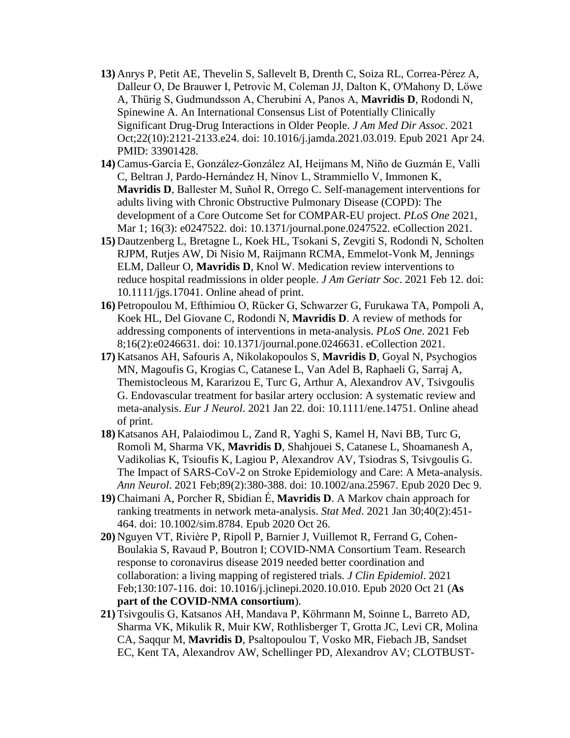13) Anrys P, Petit AE, Thevelin S, Sallevelt B, Drenth C, Soiza RL, Correa-Pérez A, Dalleur O, De Brauwer I, Petrovic M, Coleman JJ, Dalton K, O'Mahony D, Löwe A, Thürig S, Gudmundsson A, Cherubini A, Panos A, **Mavridis D**, Rodondi N, Spinewine A. An International Consensus List of Potentially Clinically Significant Drug-Drug Interactions in Older People. *J Am Med Dir Assoc*. 2021 Oct;22(10):2121-2133.e24. doi: 10.1016/j.jamda.2021.03.019. Epub 2021 Apr 24. PMID: 33901428.

14) Camus-García E, González-González AI, Heijmans M, Niño de Guzmán E, Valli C, Beltran J, Pardo-Hernández H, Ninov L, Strammiello V, Immonen K, **Mavridis D**, Ballester M, Suñol R, Orrego C. Self-management interventions for adults living with Chronic Obstructive Pulmonary Disease (COPD): The development of a Core Outcome Set for COMPAR-EU project. *PLoS One* 2021, Mar 1; 16(3): e0247522. doi: 10.1371/journal.pone.0247522. eCollection 2021.

15) Dautzenberg L, Bretagne L, Koek HL, Tsokani S, Zevgiti S, Rodondi N, Scholten RJPM, Rutjes AW, Di Nisio M, Raijmann RCMA, Emmelot-Vonk M, Jennings ELM, Dalleur O, **Mavridis D**, Knol W. Medication review interventions to reduce hospital readmissions in older people. *J Am Geriatr Soc*. 2021 Feb 12. doi: 10.1111/jgs.17041. Online ahead of print.

16) Petropoulou M, Efthimiou O, Rücker G, Schwarzer G, Furukawa TA, Pompoli A, Koek HL, Del Giovane C, Rodondi N, **Mavridis D**. A review of methods for addressing components of interventions in meta-analysis. *PLoS One*. 2021 Feb 8;16(2):e0246631. doi: 10.1371/journal.pone.0246631. eCollection 2021.

17) Katsanos AH, Safouris A, Nikolakopoulos S, **Mavridis D**, Goyal N, Psychogios MN, Magoufis G, Krogias C, Catanese L, Van Adel B, Raphaeli G, Sarraj A, Themistocleous M, Kararizou E, Turc G, Arthur A, Alexandrov AV, Tsivgoulis G. Endovascular treatment for basilar artery occlusion: A systematic review and meta-analysis. *Eur J Neurol*. 2021 Jan 22. doi: 10.1111/ene.14751. Online ahead of print.

18) Katsanos AH, Palaiodimou L, Zand R, Yaghi S, Kamel H, Navi BB, Turc G, Romoli M, Sharma VK, **Mavridis D**, Shahjouei S, Catanese L, Shoamanesh A, Vadikolias K, Tsioufis K, Lagiou P, Alexandrov AV, Tsiodras S, Tsivgoulis G. The Impact of SARS-CoV-2 on Stroke Epidemiology and Care: A Meta-analysis. *Ann Neurol*. 2021 Feb;89(2):380-388. doi: 10.1002/ana.25967. Epub 2020 Dec 9.

19) Chaimani A, Porcher R, Sbidian É, **Mavridis D**. A Markov chain approach for ranking treatments in network meta-analysis. *Stat Med*. 2021 Jan 30;40(2):451-464. doi: 10.1002/sim.8784. Epub 2020 Oct 26.

20) Nguyen VT, Rivière P, Ripoll P, Barnier J, Vuillemot R, Ferrand G, Cohen-Boulakia S, Ravaud P, Boutron I; COVID-NMA Consortium Team. Research response to coronavirus disease 2019 needed better coordination and collaboration: a living mapping of registered trials. *J Clin Epidemiol*. 2021 Feb;130:107-116. doi: 10.1016/j.jclinepi.2020.10.010. Epub 2020 Oct 21 (**As part of the COVID-NMA consortium**).

21) Tsivgoulis G, Katsanos AH, Mandava P, Köhrmann M, Soinne L, Barreto AD, Sharma VK, Mikulik R, Muir KW, Rothlisberger T, Grotta JC, Levi CR, Molina CA, Saqqur M, **Mavridis D**, Psaltopoulou T, Vosko MR, Fiebach JB, Sandset EC, Kent TA, Alexandrov AW, Schellinger PD, Alexandrov AV; CLOTBUST-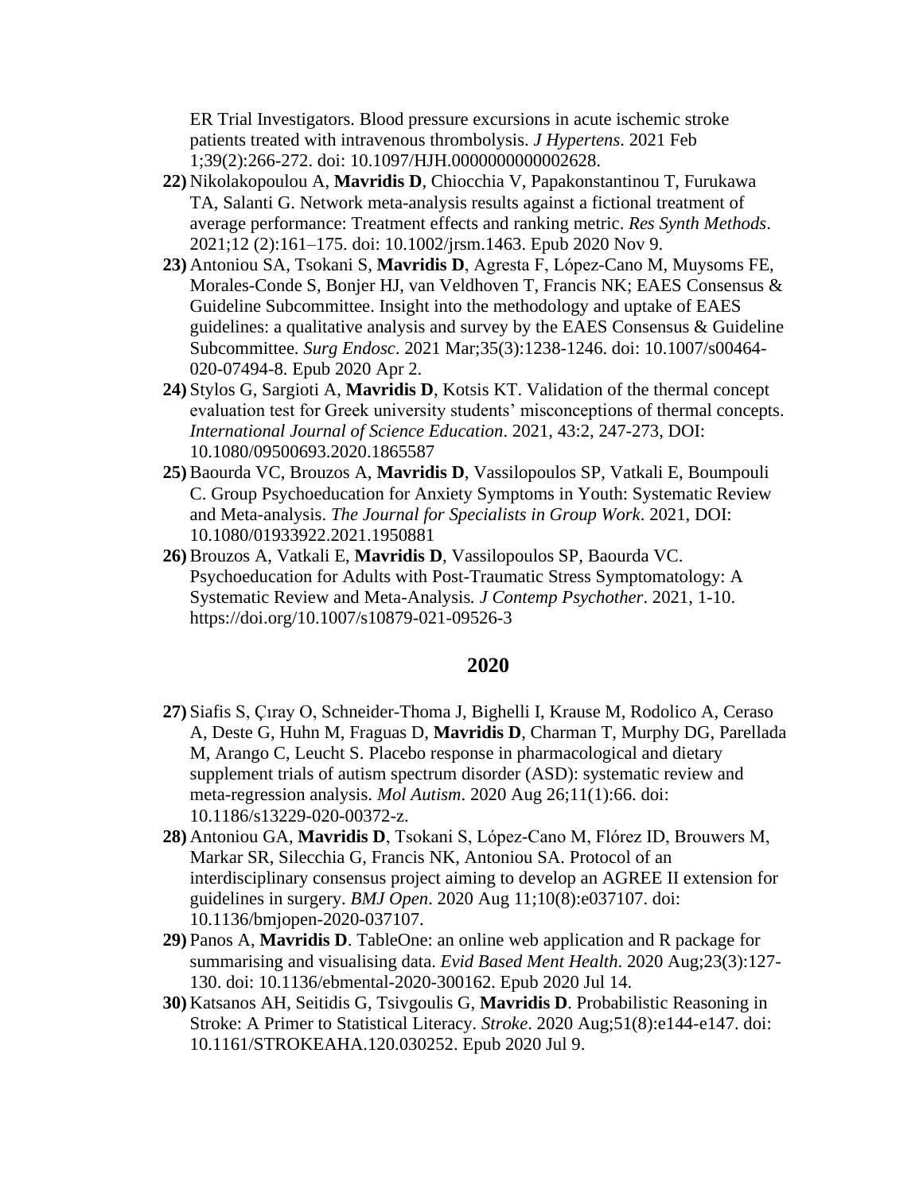ER Trial Investigators. Blood pressure excursions in acute ischemic stroke patients treated with intravenous thrombolysis. *J Hypertens*. 2021 Feb 1;39(2):266-272. doi: 10.1097/HJH.0000000000002628.

**22)** Nikolakopoulou A, **Mavridis D**, Chiocchia V, Papakonstantinou T, Furukawa TA, Salanti G. Network meta-analysis results against a fictional treatment of average performance: Treatment effects and ranking metric. *Res Synth Methods*. 2021;12 (2):161–175. doi: 10.1002/jrsm.1463. Epub 2020 Nov 9.

**23)** Antoniou SA, Tsokani S, **Mavridis D**, Agresta F, López-Cano M, Muysoms FE, Morales-Conde S, Bonjer HJ, van Veldhoven T, Francis NK; EAES Consensus & Guideline Subcommittee. Insight into the methodology and uptake of EAES guidelines: a qualitative analysis and survey by the EAES Consensus & Guideline Subcommittee. *Surg Endosc*. 2021 Mar;35(3):1238-1246. doi: 10.1007/s00464-020-07494-8. Epub 2020 Apr 2.

**24)** Stylos G, Sargioti A, **Mavridis D**, Kotsis KT. Validation of the thermal concept evaluation test for Greek university students' misconceptions of thermal concepts. *International Journal of Science Education*. 2021, 43:2, 247-273, DOI: 10.1080/09500693.2020.1865587

**25)** Baourda VC, Brouzos A, **Mavridis D**, Vassilopoulos SP, Vatkali E, Boumpouli C. Group Psychoeducation for Anxiety Symptoms in Youth: Systematic Review and Meta-analysis. *The Journal for Specialists in Group Work*. 2021, DOI: 10.1080/01933922.2021.1950881

**26)** Brouzos A, Vatkali E, **Mavridis D**, Vassilopoulos SP, Baourda VC. Psychoeducation for Adults with Post-Traumatic Stress Symptomatology: A Systematic Review and Meta-Analysis. *J Contemp Psychother*. 2021, 1-10. https://doi.org/10.1007/s10879-021-09526-3

## 2020

**27)** Siafis S, Çıray O, Schneider-Thoma J, Bighelli I, Krause M, Rodolico A, Ceraso A, Deste G, Huhn M, Fraguas D, **Mavridis D**, Charman T, Murphy DG, Parellada M, Arango C, Leucht S. Placebo response in pharmacological and dietary supplement trials of autism spectrum disorder (ASD): systematic review and meta-regression analysis. *Mol Autism*. 2020 Aug 26;11(1):66. doi: 10.1186/s13229-020-00372-z.

**28)** Antoniou GA, **Mavridis D**, Tsokani S, López-Cano M, Flórez ID, Brouwers M, Markar SR, Silecchia G, Francis NK, Antoniou SA. Protocol of an interdisciplinary consensus project aiming to develop an AGREE II extension for guidelines in surgery. *BMJ Open*. 2020 Aug 11;10(8):e037107. doi: 10.1136/bmjopen-2020-037107.

**29)** Panos A, **Mavridis D**. TableOne: an online web application and R package for summarising and visualising data. *Evid Based Ment Health*. 2020 Aug;23(3):127-130. doi: 10.1136/ebmental-2020-300162. Epub 2020 Jul 14.

**30)** Katsanos AH, Seitidis G, Tsivgoulis G, **Mavridis D**. Probabilistic Reasoning in Stroke: A Primer to Statistical Literacy. *Stroke*. 2020 Aug;51(8):e144-e147. doi: 10.1161/STROKEAHA.120.030252. Epub 2020 Jul 9.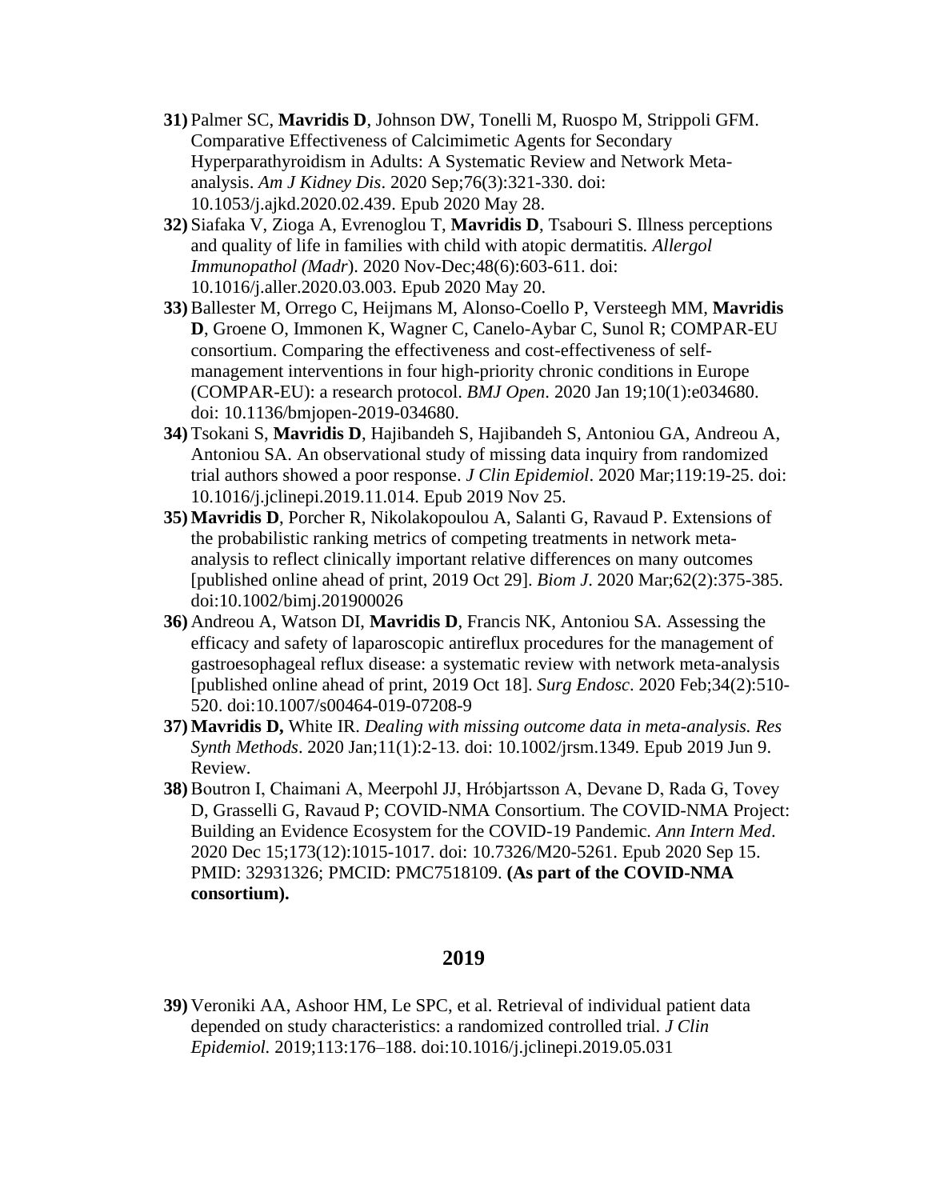**31)** Palmer SC, **Mavridis D**, Johnson DW, Tonelli M, Ruospo M, Strippoli GFM. Comparative Effectiveness of Calcimimetic Agents for Secondary Hyperparathyroidism in Adults: A Systematic Review and Network Meta-analysis. *Am J Kidney Dis*. 2020 Sep;76(3):321-330. doi: 10.1053/j.ajkd.2020.02.439. Epub 2020 May 28.

**32)** Siafaka V, Zioga A, Evrenoglou T, **Mavridis D**, Tsabouri S. Illness perceptions and quality of life in families with child with atopic dermatitis. *Allergol Immunopathol (Madr*). 2020 Nov-Dec;48(6):603-611. doi: 10.1016/j.aller.2020.03.003. Epub 2020 May 20.

**33)** Ballester M, Orrego C, Heijmans M, Alonso-Coello P, Versteegh MM, **Mavridis D**, Groene O, Immonen K, Wagner C, Canelo-Aybar C, Sunol R; COMPAR-EU consortium. Comparing the effectiveness and cost-effectiveness of self-management interventions in four high-priority chronic conditions in Europe (COMPAR-EU): a research protocol. *BMJ Open*. 2020 Jan 19;10(1):e034680. doi: 10.1136/bmjopen-2019-034680.

**34)** Tsokani S, **Mavridis D**, Hajibandeh S, Hajibandeh S, Antoniou GA, Andreou A, Antoniou SA. An observational study of missing data inquiry from randomized trial authors showed a poor response. *J Clin Epidemiol*. 2020 Mar;119:19-25. doi: 10.1016/j.jclinepi.2019.11.014. Epub 2019 Nov 25.

**35)** **Mavridis D**, Porcher R, Nikolakopoulou A, Salanti G, Ravaud P. Extensions of the probabilistic ranking metrics of competing treatments in network meta-analysis to reflect clinically important relative differences on many outcomes [published online ahead of print, 2019 Oct 29]. *Biom J*. 2020 Mar;62(2):375-385. doi:10.1002/bimj.201900026

**36)** Andreou A, Watson DI, **Mavridis D**, Francis NK, Antoniou SA. Assessing the efficacy and safety of laparoscopic antireflux procedures for the management of gastroesophageal reflux disease: a systematic review with network meta-analysis [published online ahead of print, 2019 Oct 18]. *Surg Endosc*. 2020 Feb;34(2):510-520. doi:10.1007/s00464-019-07208-9

**37)** **Mavridis D,** White IR. *Dealing with missing outcome data in meta-analysis. Res Synth Methods*. 2020 Jan;11(1):2-13. doi: 10.1002/jrsm.1349. Epub 2019 Jun 9. Review.

**38)** Boutron I, Chaimani A, Meerpohl JJ, Hróbjartsson A, Devane D, Rada G, Tovey D, Grasselli G, Ravaud P; COVID-NMA Consortium. The COVID-NMA Project: Building an Evidence Ecosystem for the COVID-19 Pandemic. *Ann Intern Med*. 2020 Dec 15;173(12):1015-1017. doi: 10.7326/M20-5261. Epub 2020 Sep 15. PMID: 32931326; PMCID: PMC7518109. **(As part of the COVID-NMA consortium).**

## 2019

**39)** Veroniki AA, Ashoor HM, Le SPC, et al. Retrieval of individual patient data depended on study characteristics: a randomized controlled trial. *J Clin Epidemiol*. 2019;113:176–188. doi:10.1016/j.jclinepi.2019.05.031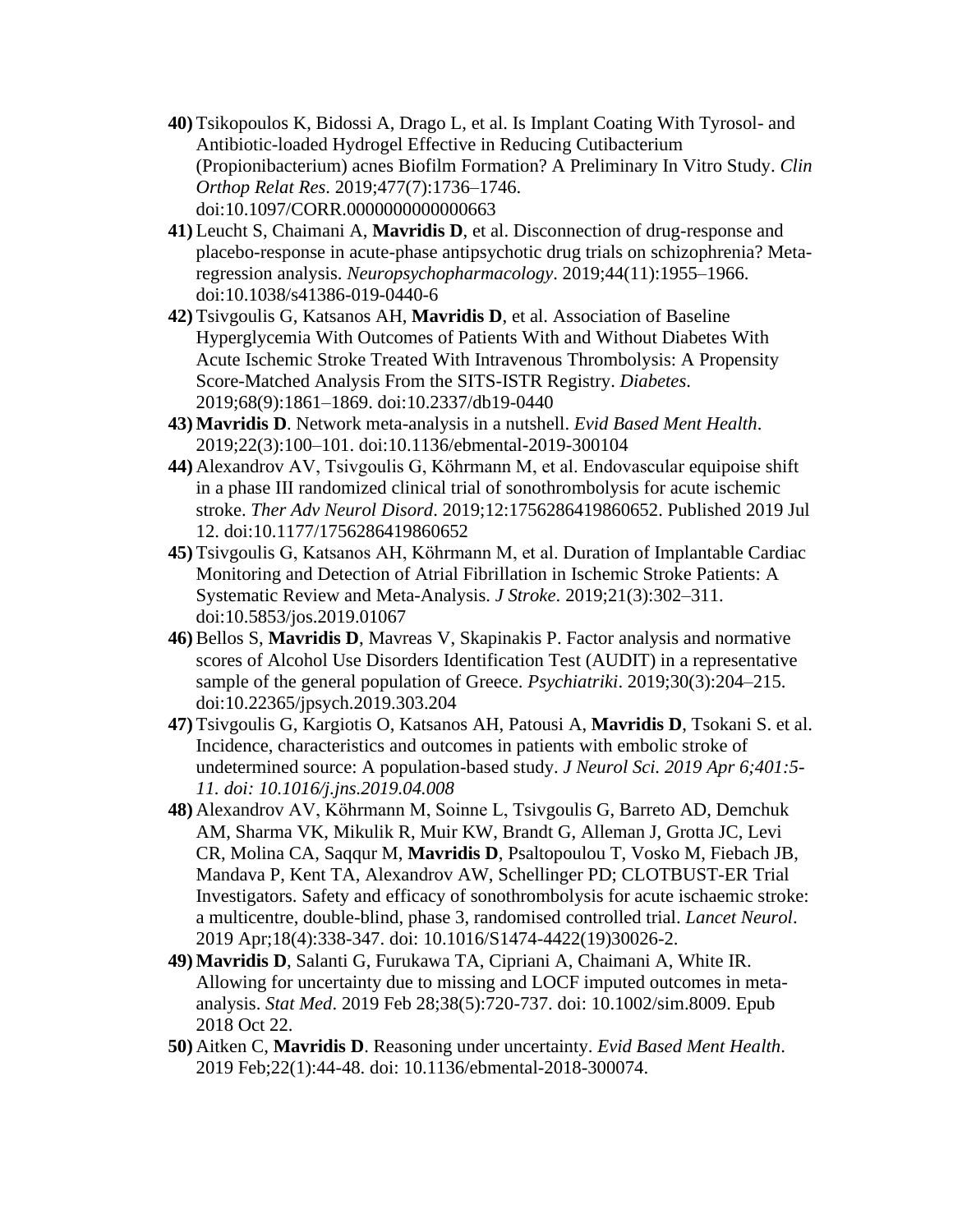**40)** Tsikopoulos K, Bidossi A, Drago L, et al. Is Implant Coating With Tyrosol- and Antibiotic-loaded Hydrogel Effective in Reducing Cutibacterium (Propionibacterium) acnes Biofilm Formation? A Preliminary In Vitro Study. *Clin Orthop Relat Res*. 2019;477(7):1736–1746. doi:10.1097/CORR.0000000000000663

**41)** Leucht S, Chaimani A, **Mavridis D**, et al. Disconnection of drug-response and placebo-response in acute-phase antipsychotic drug trials on schizophrenia? Meta-regression analysis. *Neuropsychopharmacology*. 2019;44(11):1955–1966. doi:10.1038/s41386-019-0440-6

**42)** Tsivgoulis G, Katsanos AH, **Mavridis D**, et al. Association of Baseline Hyperglycemia With Outcomes of Patients With and Without Diabetes With Acute Ischemic Stroke Treated With Intravenous Thrombolysis: A Propensity Score-Matched Analysis From the SITS-ISTR Registry. *Diabetes*. 2019;68(9):1861–1869. doi:10.2337/db19-0440

**43)** **Mavridis D**. Network meta-analysis in a nutshell. *Evid Based Ment Health*. 2019;22(3):100–101. doi:10.1136/ebmental-2019-300104

**44)** Alexandrov AV, Tsivgoulis G, Köhrmann M, et al. Endovascular equipoise shift in a phase III randomized clinical trial of sonothrombolysis for acute ischemic stroke. *Ther Adv Neurol Disord*. 2019;12:1756286419860652. Published 2019 Jul 12. doi:10.1177/1756286419860652

**45)** Tsivgoulis G, Katsanos AH, Köhrmann M, et al. Duration of Implantable Cardiac Monitoring and Detection of Atrial Fibrillation in Ischemic Stroke Patients: A Systematic Review and Meta-Analysis. *J Stroke*. 2019;21(3):302–311. doi:10.5853/jos.2019.01067

**46)** Bellos S, **Mavridis D**, Mavreas V, Skapinakis P. Factor analysis and normative scores of Alcohol Use Disorders Identification Test (AUDIT) in a representative sample of the general population of Greece. *Psychiatriki*. 2019;30(3):204–215. doi:10.22365/jpsych.2019.303.204

**47)** Tsivgoulis G, Kargiotis O, Katsanos AH, Patousi A, **Mavridis D**, Tsokani S. et al. Incidence, characteristics and outcomes in patients with embolic stroke of undetermined source: A population-based study. *J Neurol Sci. 2019 Apr 6;401:5-11. doi: 10.1016/j.jns.2019.04.008*

**48)** Alexandrov AV, Köhrmann M, Soinne L, Tsivgoulis G, Barreto AD, Demchuk AM, Sharma VK, Mikulik R, Muir KW, Brandt G, Alleman J, Grotta JC, Levi CR, Molina CA, Saqqur M, **Mavridis D**, Psaltopoulou T, Vosko M, Fiebach JB, Mandava P, Kent TA, Alexandrov AW, Schellinger PD; CLOTBUST-ER Trial Investigators. Safety and efficacy of sonothrombolysis for acute ischaemic stroke: a multicentre, double-blind, phase 3, randomised controlled trial. *Lancet Neurol*. 2019 Apr;18(4):338-347. doi: 10.1016/S1474-4422(19)30026-2.

**49)** **Mavridis D**, Salanti G, Furukawa TA, Cipriani A, Chaimani A, White IR. Allowing for uncertainty due to missing and LOCF imputed outcomes in meta-analysis. *Stat Med*. 2019 Feb 28;38(5):720-737. doi: 10.1002/sim.8009. Epub 2018 Oct 22.

**50)** Aitken C, **Mavridis D**. Reasoning under uncertainty. *Evid Based Ment Health*. 2019 Feb;22(1):44-48. doi: 10.1136/ebmental-2018-300074.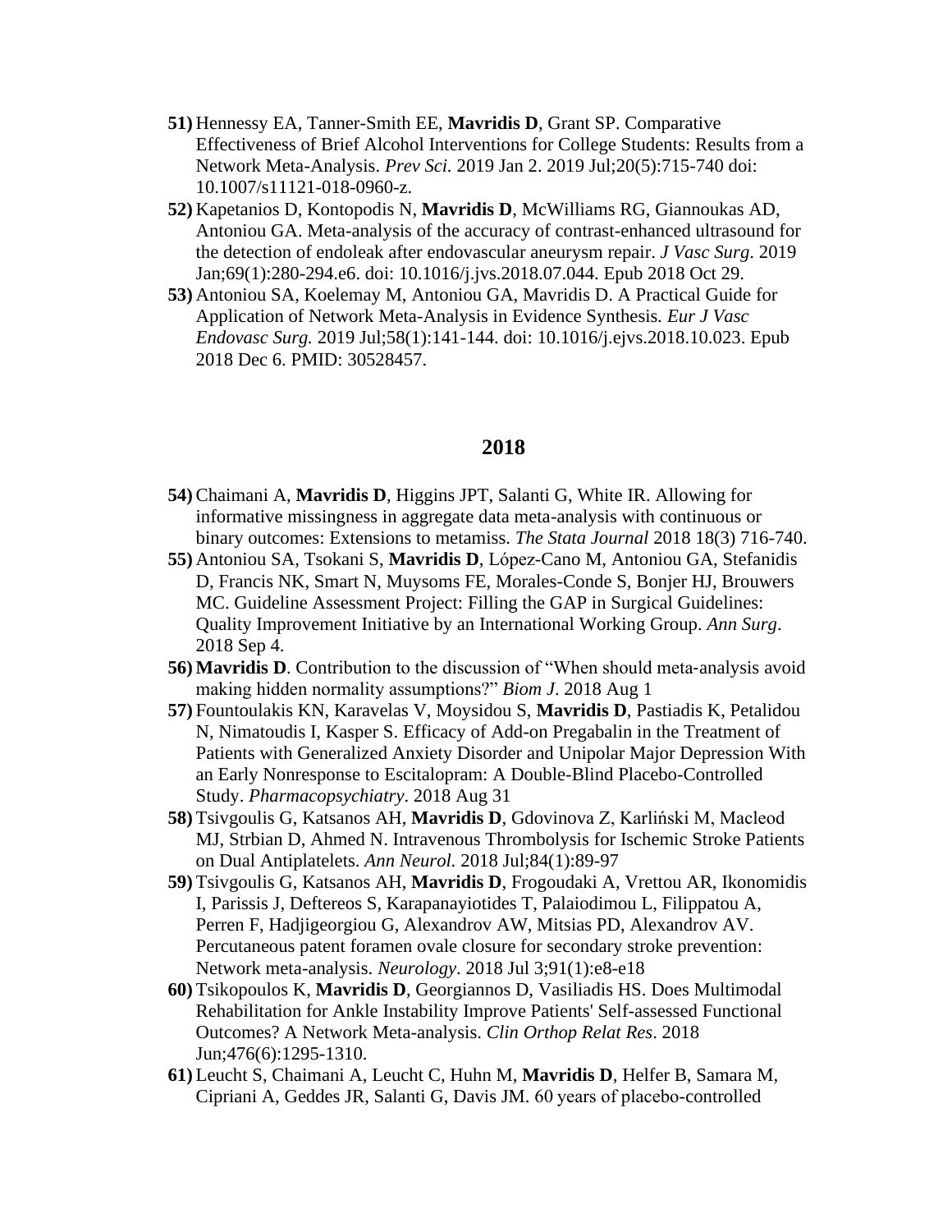**51)** Hennessy EA, Tanner-Smith EE, **Mavridis D**, Grant SP. Comparative Effectiveness of Brief Alcohol Interventions for College Students: Results from a Network Meta-Analysis. *Prev Sci.* 2019 Jan 2. 2019 Jul;20(5):715-740 doi: 10.1007/s11121-018-0960-z.

**52)** Kapetanios D, Kontopodis N, **Mavridis D**, McWilliams RG, Giannoukas AD, Antoniou GA. Meta-analysis of the accuracy of contrast-enhanced ultrasound for the detection of endoleak after endovascular aneurysm repair. *J Vasc Surg*. 2019 Jan;69(1):280-294.e6. doi: 10.1016/j.jvs.2018.07.044. Epub 2018 Oct 29.

**53)** Antoniou SA, Koelemay M, Antoniou GA, Mavridis D. A Practical Guide for Application of Network Meta-Analysis in Evidence Synthesis. *Eur J Vasc Endovasc Surg.* 2019 Jul;58(1):141-144. doi: 10.1016/j.ejvs.2018.10.023. Epub 2018 Dec 6. PMID: 30528457.

## 2018

**54)** Chaimani A, **Mavridis D**, Higgins JPT, Salanti G, White IR. Allowing for informative missingness in aggregate data meta-analysis with continuous or binary outcomes: Extensions to metamiss. *The Stata Journal* 2018 18(3) 716-740.

**55)** Antoniou SA, Tsokani S, **Mavridis D**, López-Cano M, Antoniou GA, Stefanidis D, Francis NK, Smart N, Muysoms FE, Morales-Conde S, Bonjer HJ, Brouwers MC. Guideline Assessment Project: Filling the GAP in Surgical Guidelines: Quality Improvement Initiative by an International Working Group. *Ann Surg*. 2018 Sep 4.

**56)** **Mavridis D**. Contribution to the discussion of "When should meta-analysis avoid making hidden normality assumptions?" *Biom J*. 2018 Aug 1

**57)** Fountoulakis KN, Karavelas V, Moysidou S, **Mavridis D**, Pastiadis K, Petalidou N, Nimatoudis I, Kasper S. Efficacy of Add-on Pregabalin in the Treatment of Patients with Generalized Anxiety Disorder and Unipolar Major Depression With an Early Nonresponse to Escitalopram: A Double-Blind Placebo-Controlled Study. *Pharmacopsychiatry*. 2018 Aug 31

**58)** Tsivgoulis G, Katsanos AH, **Mavridis D**, Gdovinova Z, Karliński M, Macleod MJ, Strbian D, Ahmed N. Intravenous Thrombolysis for Ischemic Stroke Patients on Dual Antiplatelets. *Ann Neurol.* 2018 Jul;84(1):89-97

**59)** Tsivgoulis G, Katsanos AH, **Mavridis D**, Frogoudaki A, Vrettou AR, Ikonomidis I, Parissis J, Deftereos S, Karapanayiotides T, Palaiodimou L, Filippatou A, Perren F, Hadjigeorgiou G, Alexandrov AW, Mitsias PD, Alexandrov AV. Percutaneous patent foramen ovale closure for secondary stroke prevention: Network meta-analysis. *Neurology*. 2018 Jul 3;91(1):e8-e18

**60)** Tsikopoulos K, **Mavridis D**, Georgiannos D, Vasiliadis HS. Does Multimodal Rehabilitation for Ankle Instability Improve Patients' Self-assessed Functional Outcomes? A Network Meta-analysis. *Clin Orthop Relat Res*. 2018 Jun;476(6):1295-1310.

**61)** Leucht S, Chaimani A, Leucht C, Huhn M, **Mavridis D**, Helfer B, Samara M, Cipriani A, Geddes JR, Salanti G, Davis JM. 60 years of placebo-controlled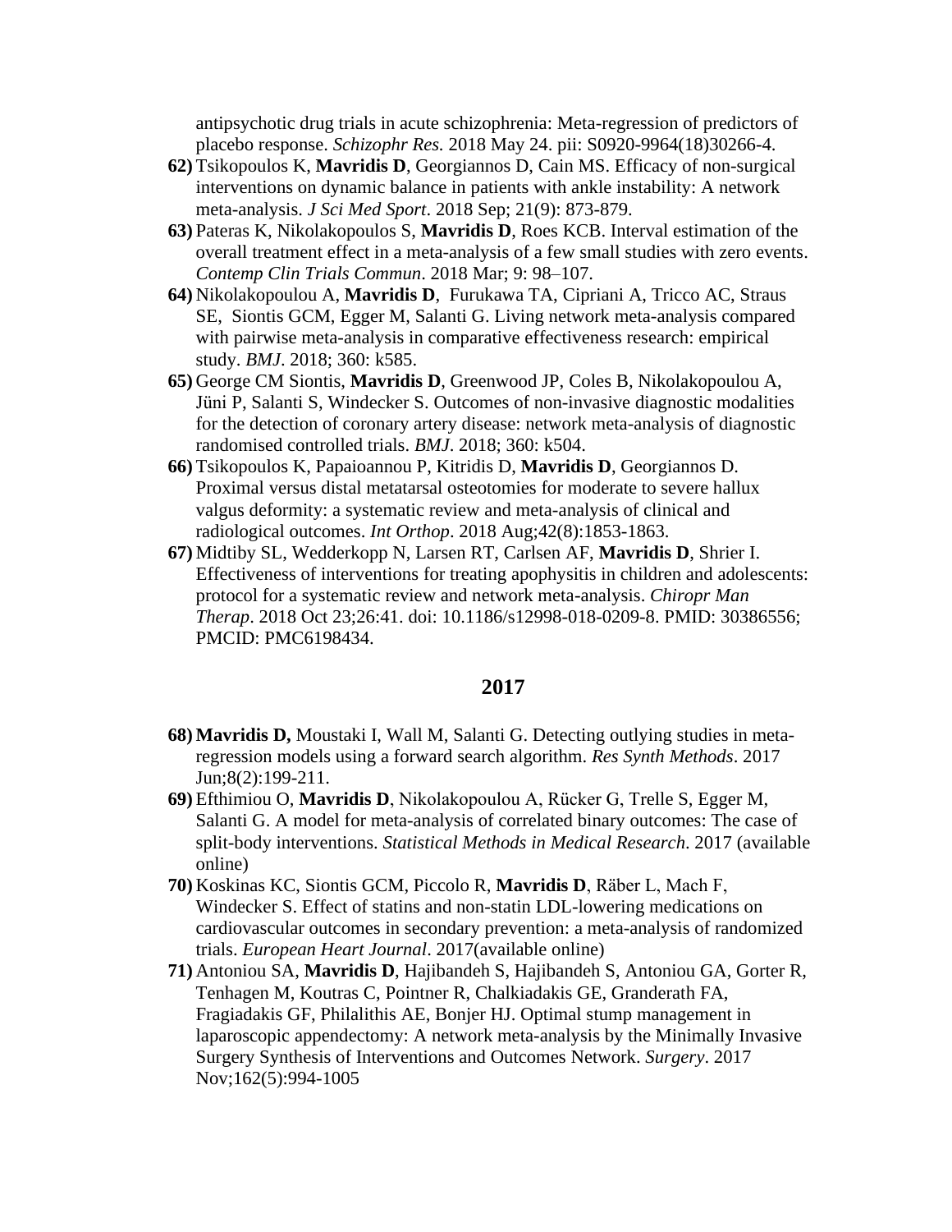antipsychotic drug trials in acute schizophrenia: Meta-regression of predictors of placebo response. *Schizophr Res.* 2018 May 24. pii: S0920-9964(18)30266-4.

**62)** Tsikopoulos K, **Mavridis D**, Georgiannos D, Cain MS. Efficacy of non-surgical interventions on dynamic balance in patients with ankle instability: A network meta-analysis. *J Sci Med Sport*. 2018 Sep; 21(9): 873-879.

**63)** Pateras K, Nikolakopoulos S, **Mavridis D**, Roes KCB. Interval estimation of the overall treatment effect in a meta-analysis of a few small studies with zero events. *Contemp Clin Trials Commun*. 2018 Mar; 9: 98–107.

**64)** Nikolakopoulou A, **Mavridis D**, Furukawa TA, Cipriani A, Tricco AC, Straus SE, Siontis GCM, Egger M, Salanti G. Living network meta-analysis compared with pairwise meta-analysis in comparative effectiveness research: empirical study. *BMJ*. 2018; 360: k585.

**65)** George CM Siontis, **Mavridis D**, Greenwood JP, Coles B, Nikolakopoulou A, Jüni P, Salanti S, Windecker S. Outcomes of non-invasive diagnostic modalities for the detection of coronary artery disease: network meta-analysis of diagnostic randomised controlled trials. *BMJ*. 2018; 360: k504.

**66)** Tsikopoulos K, Papaioannou P, Kitridis D, **Mavridis D**, Georgiannos D. Proximal versus distal metatarsal osteotomies for moderate to severe hallux valgus deformity: a systematic review and meta-analysis of clinical and radiological outcomes. *Int Orthop*. 2018 Aug;42(8):1853-1863.

**67)** Midtiby SL, Wedderkopp N, Larsen RT, Carlsen AF, **Mavridis D**, Shrier I. Effectiveness of interventions for treating apophysitis in children and adolescents: protocol for a systematic review and network meta-analysis. *Chiropr Man Therap*. 2018 Oct 23;26:41. doi: 10.1186/s12998-018-0209-8. PMID: 30386556; PMCID: PMC6198434.

## 2017

**68)** **Mavridis D,** Moustaki I, Wall M, Salanti G. Detecting outlying studies in meta-regression models using a forward search algorithm. *Res Synth Methods*. 2017 Jun;8(2):199-211.

**69)** Efthimiou O, **Mavridis D**, Nikolakopoulou A, Rücker G, Trelle S, Egger M, Salanti G. A model for meta-analysis of correlated binary outcomes: The case of split-body interventions. *Statistical Methods in Medical Research*. 2017 (available online)

**70)** Koskinas KC, Siontis GCM, Piccolo R, **Mavridis D**, Räber L, Mach F, Windecker S. Effect of statins and non-statin LDL-lowering medications on cardiovascular outcomes in secondary prevention: a meta-analysis of randomized trials. *European Heart Journal*. 2017(available online)

**71)** Antoniou SA, **Mavridis D**, Hajibandeh S, Hajibandeh S, Antoniou GA, Gorter R, Tenhagen M, Koutras C, Pointner R, Chalkiadakis GE, Granderath FA, Fragiadakis GF, Philalithis AE, Bonjer HJ. Optimal stump management in laparoscopic appendectomy: A network meta-analysis by the Minimally Invasive Surgery Synthesis of Interventions and Outcomes Network. *Surgery*. 2017 Nov;162(5):994-1005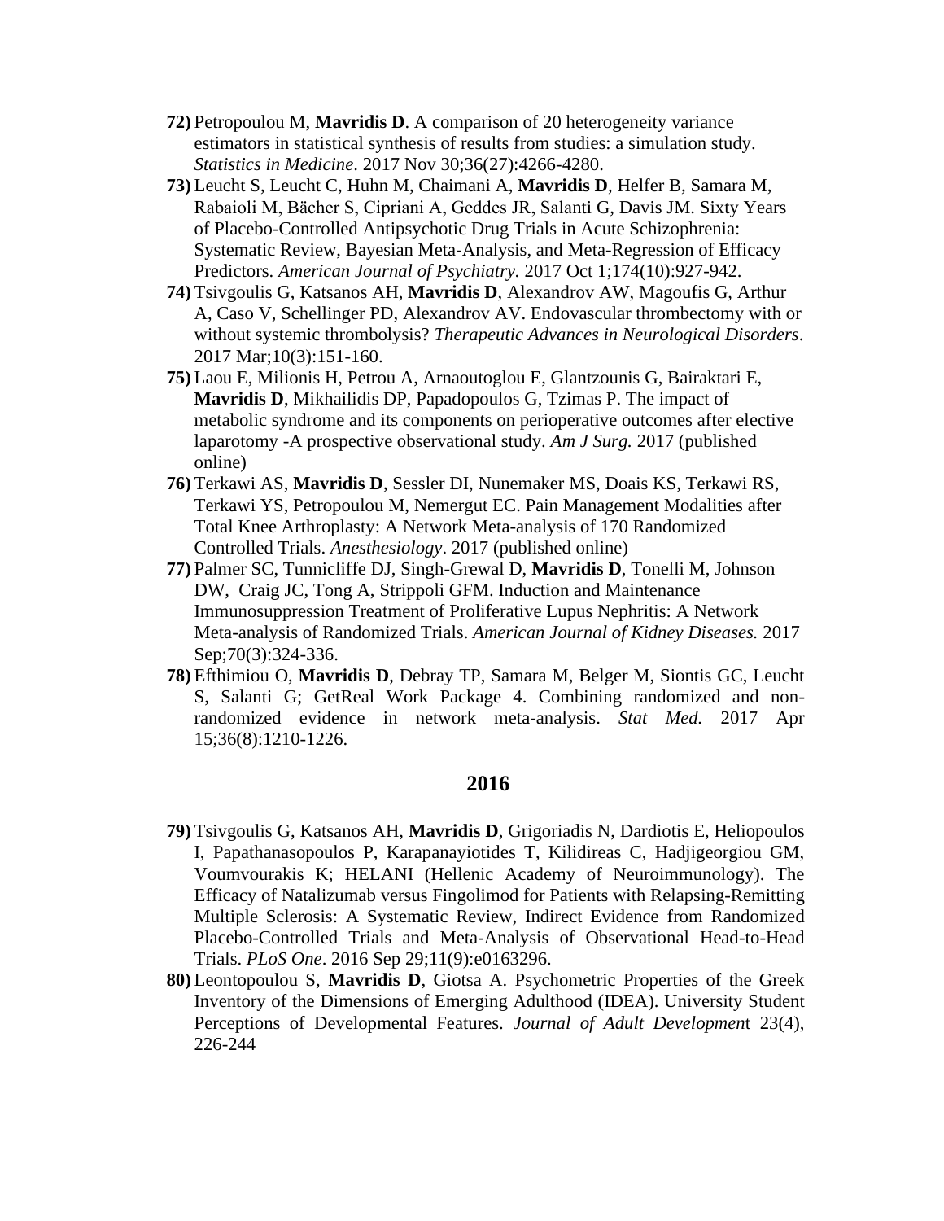**72)** Petropoulou M, **Mavridis D**. A comparison of 20 heterogeneity variance estimators in statistical synthesis of results from studies: a simulation study. *Statistics in Medicine*. 2017 Nov 30;36(27):4266-4280.

**73)** Leucht S, Leucht C, Huhn M, Chaimani A, **Mavridis D**, Helfer B, Samara M, Rabaioli M, Bächer S, Cipriani A, Geddes JR, Salanti G, Davis JM. Sixty Years of Placebo-Controlled Antipsychotic Drug Trials in Acute Schizophrenia: Systematic Review, Bayesian Meta-Analysis, and Meta-Regression of Efficacy Predictors. *American Journal of Psychiatry.* 2017 Oct 1;174(10):927-942.

**74)** Tsivgoulis G, Katsanos AH, **Mavridis D**, Alexandrov AW, Magoufis G, Arthur A, Caso V, Schellinger PD, Alexandrov AV. Endovascular thrombectomy with or without systemic thrombolysis? *Therapeutic Advances in Neurological Disorders*. 2017 Mar;10(3):151-160.

**75)** Laou E, Milionis H, Petrou A, Arnaoutoglou E, Glantzounis G, Bairaktari E, **Mavridis D**, Mikhailidis DP, Papadopoulos G, Tzimas P. The impact of metabolic syndrome and its components on perioperative outcomes after elective laparotomy -A prospective observational study. *Am J Surg.* 2017 (published online)

**76)** Terkawi AS, **Mavridis D**, Sessler DI, Nunemaker MS, Doais KS, Terkawi RS, Terkawi YS, Petropoulou M, Nemergut EC. Pain Management Modalities after Total Knee Arthroplasty: A Network Meta-analysis of 170 Randomized Controlled Trials. *Anesthesiology*. 2017 (published online)

**77)** Palmer SC, Tunnicliffe DJ, Singh-Grewal D, **Mavridis D**, Tonelli M, Johnson DW, Craig JC, Tong A, Strippoli GFM. Induction and Maintenance Immunosuppression Treatment of Proliferative Lupus Nephritis: A Network Meta-analysis of Randomized Trials. *American Journal of Kidney Diseases.* 2017 Sep;70(3):324-336.

**78)** Efthimiou O, **Mavridis D**, Debray TP, Samara M, Belger M, Siontis GC, Leucht S, Salanti G; GetReal Work Package 4. Combining randomized and non-randomized evidence in network meta-analysis. *Stat Med.* 2017 Apr 15;36(8):1210-1226.

## 2016

**79)** Tsivgoulis G, Katsanos AH, **Mavridis D**, Grigoriadis N, Dardiotis E, Heliopoulos I, Papathanasopoulos P, Karapanayiotides T, Kilidireas C, Hadjigeorgiou GM, Voumvourakis K; HELANI (Hellenic Academy of Neuroimmunology). The Efficacy of Natalizumab versus Fingolimod for Patients with Relapsing-Remitting Multiple Sclerosis: A Systematic Review, Indirect Evidence from Randomized Placebo-Controlled Trials and Meta-Analysis of Observational Head-to-Head Trials. *PLoS One*. 2016 Sep 29;11(9):e0163296.

**80)** Leontopoulou S, **Mavridis D**, Giotsa A. Psychometric Properties of the Greek Inventory of the Dimensions of Emerging Adulthood (IDEA). University Student Perceptions of Developmental Features. *Journal of Adult Developmen*t 23(4), 226-244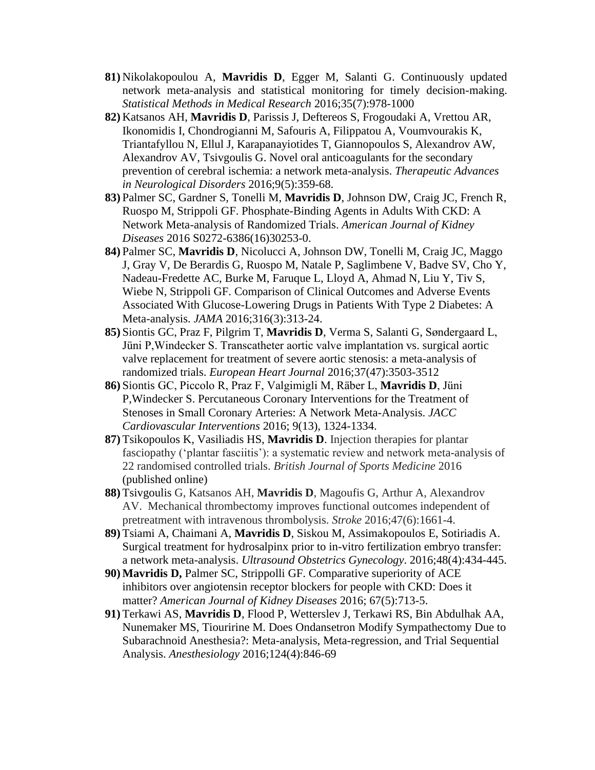**81)** Nikolakopoulou A, **Mavridis D**, Egger M, Salanti G. Continuously updated network meta-analysis and statistical monitoring for timely decision-making. *Statistical Methods in Medical Research* 2016;35(7):978-1000

**82)** Katsanos AH, **Mavridis D**, Parissis J, Deftereos S, Frogoudaki A, Vrettou AR, Ikonomidis I, Chondrogianni M, Safouris A, Filippatou A, Voumvourakis K, Triantafyllou N, Ellul J, Karapanayiotides T, Giannopoulos S, Alexandrov AW, Alexandrov AV, Tsivgoulis G. Novel oral anticoagulants for the secondary prevention of cerebral ischemia: a network meta-analysis. *Therapeutic Advances in Neurological Disorders* 2016;9(5):359-68.

**83)** Palmer SC, Gardner S, Tonelli M, **Mavridis D**, Johnson DW, Craig JC, French R, Ruospo M, Strippoli GF. Phosphate-Binding Agents in Adults With CKD: A Network Meta-analysis of Randomized Trials. *American Journal of Kidney Diseases* 2016 S0272-6386(16)30253-0.

**84)** Palmer SC, **Mavridis D**, Nicolucci A, Johnson DW, Tonelli M, Craig JC, Maggo J, Gray V, De Berardis G, Ruospo M, Natale P, Saglimbene V, Badve SV, Cho Y, Nadeau-Fredette AC, Burke M, Faruque L, Lloyd A, Ahmad N, Liu Y, Tiv S, Wiebe N, Strippoli GF. Comparison of Clinical Outcomes and Adverse Events Associated With Glucose-Lowering Drugs in Patients With Type 2 Diabetes: A Meta-analysis. *JAMA* 2016;316(3):313-24.

**85)** Siontis GC, Praz F, Pilgrim T, **Mavridis D**, Verma S, Salanti G, Søndergaard L, Jüni P,Windecker S. Transcatheter aortic valve implantation vs. surgical aortic valve replacement for treatment of severe aortic stenosis: a meta-analysis of randomized trials. *European Heart Journal* 2016;37(47):3503-3512

**86)** Siontis GC, Piccolo R, Praz F, Valgimigli M, Räber L, **Mavridis D**, Jüni P,Windecker S. Percutaneous Coronary Interventions for the Treatment of Stenoses in Small Coronary Arteries: A Network Meta-Analysis. *JACC Cardiovascular Interventions* 2016; 9(13), 1324-1334.

**87)** Tsikopoulos K, Vasiliadis HS, **Mavridis D**. Injection therapies for plantar fasciopathy ('plantar fasciitis'): a systematic review and network meta-analysis of 22 randomised controlled trials. *British Journal of Sports Medicine* 2016 (published online)

**88)** Tsivgoulis G, Katsanos AH, **Mavridis D**, Magoufis G, Arthur A, Alexandrov AV. Mechanical thrombectomy improves functional outcomes independent of pretreatment with intravenous thrombolysis. *Stroke* 2016;47(6):1661-4.

**89)** Tsiami A, Chaimani A, **Mavridis D**, Siskou M, Assimakopoulos E, Sotiriadis A. Surgical treatment for hydrosalpinx prior to in-vitro fertilization embryo transfer: a network meta-analysis. *Ultrasound Obstetrics Gynecology*. 2016;48(4):434-445.

**90)** **Mavridis D,** Palmer SC, Strippolli GF. Comparative superiority of ACE inhibitors over angiotensin receptor blockers for people with CKD: Does it matter? *American Journal of Kidney Diseases* 2016; 67(5):713-5.

**91)** Terkawi AS, **Mavridis D**, Flood P, Wetterslev J, Terkawi RS, Bin Abdulhak AA, Nunemaker MS, Tiouririne M. Does Ondansetron Modify Sympathectomy Due to Subarachnoid Anesthesia?: Meta-analysis, Meta-regression, and Trial Sequential Analysis. *Anesthesiology* 2016;124(4):846-69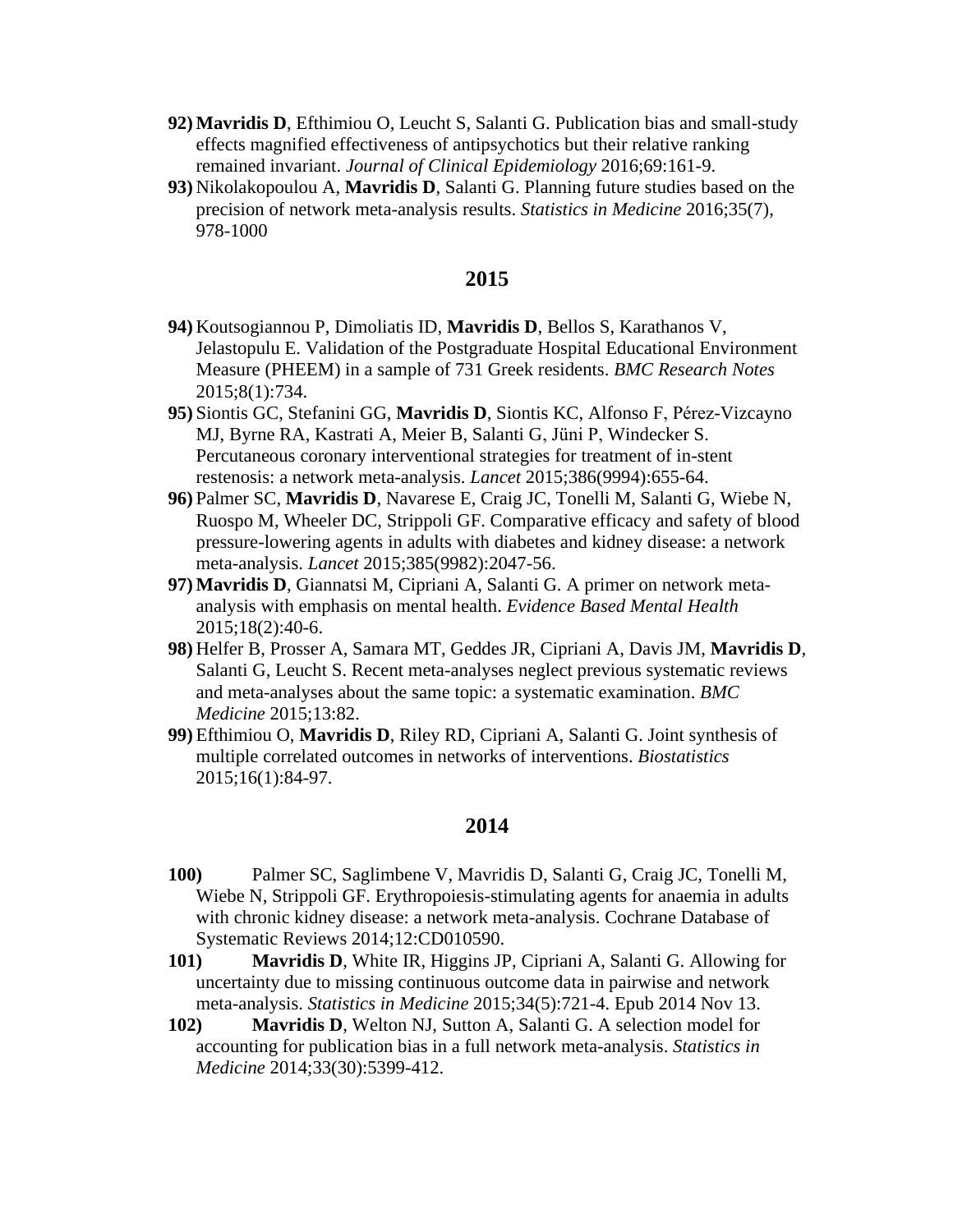92) **Mavridis D**, Efthimiou O, Leucht S, Salanti G. Publication bias and small-study effects magnified effectiveness of antipsychotics but their relative ranking remained invariant. *Journal of Clinical Epidemiology* 2016;69:161-9.

93) Nikolakopoulou A, **Mavridis D**, Salanti G. Planning future studies based on the precision of network meta-analysis results. *Statistics in Medicine* 2016;35(7), 978-1000

## 2015

94) Koutsogiannou P, Dimoliatis ID, **Mavridis D**, Bellos S, Karathanos V, Jelastopulu E. Validation of the Postgraduate Hospital Educational Environment Measure (PHEEM) in a sample of 731 Greek residents. *BMC Research Notes* 2015;8(1):734.

95) Siontis GC, Stefanini GG, **Mavridis D**, Siontis KC, Alfonso F, Pérez-Vizcayno MJ, Byrne RA, Kastrati A, Meier B, Salanti G, Jüni P, Windecker S. Percutaneous coronary interventional strategies for treatment of in-stent restenosis: a network meta-analysis. *Lancet* 2015;386(9994):655-64.

96) Palmer SC, **Mavridis D**, Navarese E, Craig JC, Tonelli M, Salanti G, Wiebe N, Ruospo M, Wheeler DC, Strippoli GF. Comparative efficacy and safety of blood pressure-lowering agents in adults with diabetes and kidney disease: a network meta-analysis. *Lancet* 2015;385(9982):2047-56.

97) **Mavridis D**, Giannatsi M, Cipriani A, Salanti G. A primer on network meta-analysis with emphasis on mental health. *Evidence Based Mental Health* 2015;18(2):40-6.

98) Helfer B, Prosser A, Samara MT, Geddes JR, Cipriani A, Davis JM, **Mavridis D**, Salanti G, Leucht S. Recent meta-analyses neglect previous systematic reviews and meta-analyses about the same topic: a systematic examination. *BMC Medicine* 2015;13:82.

99) Efthimiou O, **Mavridis D**, Riley RD, Cipriani A, Salanti G. Joint synthesis of multiple correlated outcomes in networks of interventions. *Biostatistics* 2015;16(1):84-97.

## 2014

100) Palmer SC, Saglimbene V, Mavridis D, Salanti G, Craig JC, Tonelli M, Wiebe N, Strippoli GF. Erythropoiesis-stimulating agents for anaemia in adults with chronic kidney disease: a network meta-analysis. Cochrane Database of Systematic Reviews 2014;12:CD010590.

101) **Mavridis D**, White IR, Higgins JP, Cipriani A, Salanti G. Allowing for uncertainty due to missing continuous outcome data in pairwise and network meta-analysis. *Statistics in Medicine* 2015;34(5):721-4. Epub 2014 Nov 13.

102) **Mavridis D**, Welton NJ, Sutton A, Salanti G. A selection model for accounting for publication bias in a full network meta-analysis. *Statistics in Medicine* 2014;33(30):5399-412.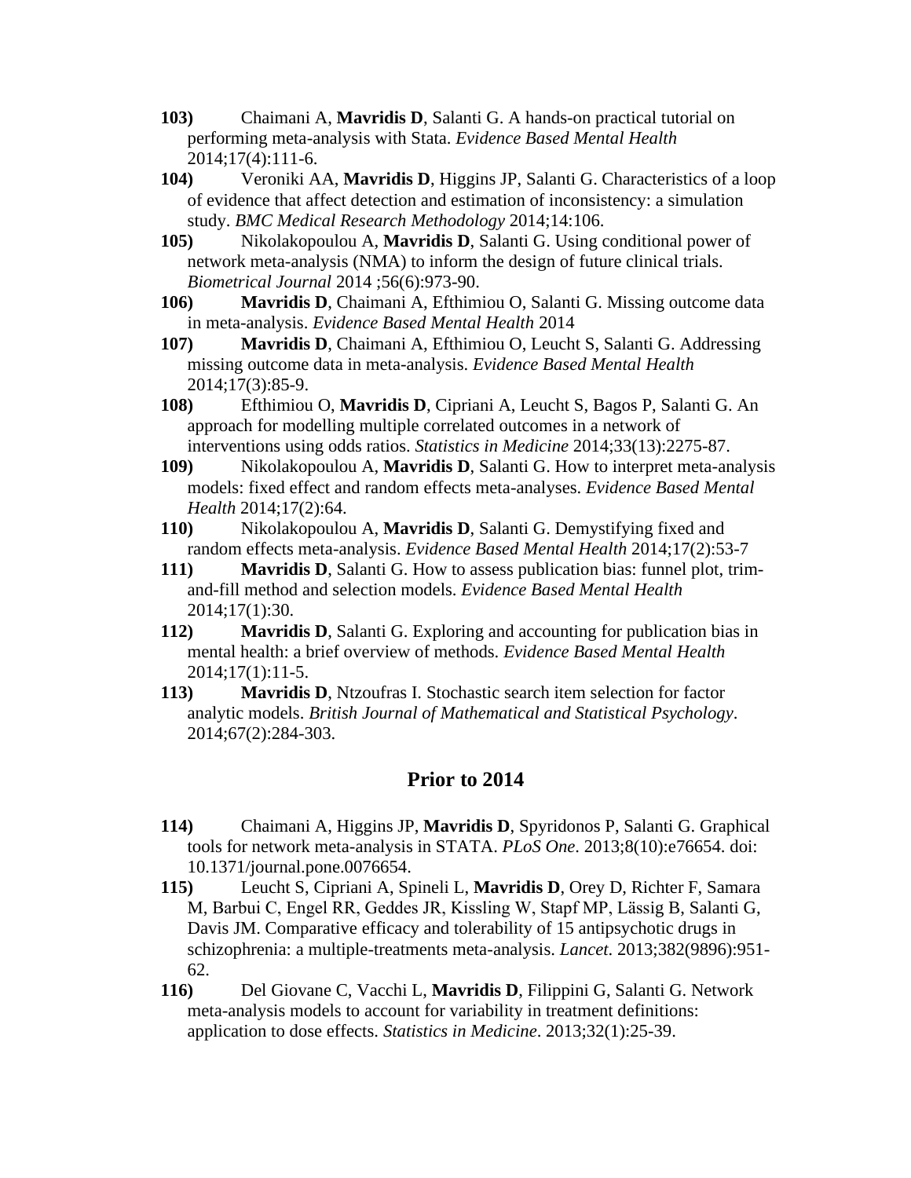**103)** Chaimani A, **Mavridis D**, Salanti G. A hands-on practical tutorial on performing meta-analysis with Stata. *Evidence Based Mental Health* 2014;17(4):111-6.

**104)** Veroniki AA, **Mavridis D**, Higgins JP, Salanti G. Characteristics of a loop of evidence that affect detection and estimation of inconsistency: a simulation study. *BMC Medical Research Methodology* 2014;14:106.

**105)** Nikolakopoulou A, **Mavridis D**, Salanti G. Using conditional power of network meta-analysis (NMA) to inform the design of future clinical trials. *Biometrical Journal* 2014 ;56(6):973-90.

**106)** **Mavridis D**, Chaimani A, Efthimiou O, Salanti G. Missing outcome data in meta-analysis. *Evidence Based Mental Health* 2014

**107)** **Mavridis D**, Chaimani A, Efthimiou O, Leucht S, Salanti G. Addressing missing outcome data in meta-analysis. *Evidence Based Mental Health* 2014;17(3):85-9.

**108)** Efthimiou O, **Mavridis D**, Cipriani A, Leucht S, Bagos P, Salanti G. An approach for modelling multiple correlated outcomes in a network of interventions using odds ratios. *Statistics in Medicine* 2014;33(13):2275-87.

**109)** Nikolakopoulou A, **Mavridis D**, Salanti G. How to interpret meta-analysis models: fixed effect and random effects meta-analyses. *Evidence Based Mental Health* 2014;17(2):64.

**110)** Nikolakopoulou A, **Mavridis D**, Salanti G. Demystifying fixed and random effects meta-analysis. *Evidence Based Mental Health* 2014;17(2):53-7

**111)** **Mavridis D**, Salanti G. How to assess publication bias: funnel plot, trim-and-fill method and selection models. *Evidence Based Mental Health* 2014;17(1):30.

**112)** **Mavridis D**, Salanti G. Exploring and accounting for publication bias in mental health: a brief overview of methods. *Evidence Based Mental Health* 2014;17(1):11-5.

**113)** **Mavridis D**, Ntzoufras I. Stochastic search item selection for factor analytic models. *British Journal of Mathematical and Statistical Psychology*. 2014;67(2):284-303.

## Prior to 2014

**114)** Chaimani A, Higgins JP, **Mavridis D**, Spyridonos P, Salanti G. Graphical tools for network meta-analysis in STATA. *PLoS One*. 2013;8(10):e76654. doi: 10.1371/journal.pone.0076654.

**115)** Leucht S, Cipriani A, Spineli L, **Mavridis D**, Orey D, Richter F, Samara M, Barbui C, Engel RR, Geddes JR, Kissling W, Stapf MP, Lässig B, Salanti G, Davis JM. Comparative efficacy and tolerability of 15 antipsychotic drugs in schizophrenia: a multiple-treatments meta-analysis. *Lancet*. 2013;382(9896):951-62.

**116)** Del Giovane C, Vacchi L, **Mavridis D**, Filippini G, Salanti G. Network meta-analysis models to account for variability in treatment definitions: application to dose effects. *Statistics in Medicine*. 2013;32(1):25-39.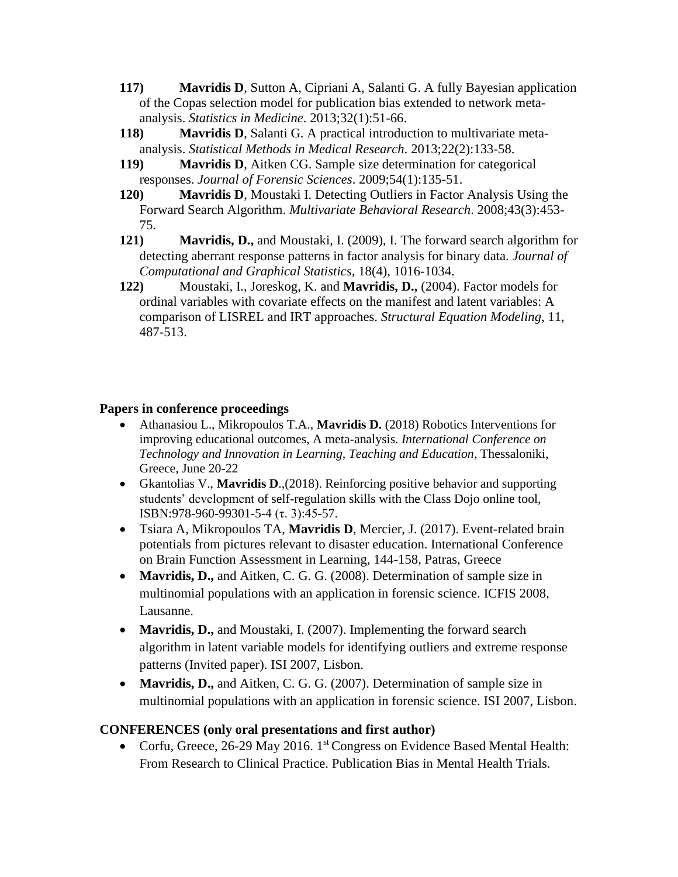**117)** **Mavridis D**, Sutton A, Cipriani A, Salanti G. A fully Bayesian application of the Copas selection model for publication bias extended to network meta-analysis. *Statistics in Medicine*. 2013;32(1):51-66.

**118)** **Mavridis D**, Salanti G. A practical introduction to multivariate meta-analysis. *Statistical Methods in Medical Research*. 2013;22(2):133-58.

**119)** **Mavridis D**, Aitken CG. Sample size determination for categorical responses. *Journal of Forensic Sciences*. 2009;54(1):135-51.

**120)** **Mavridis D**, Moustaki I. Detecting Outliers in Factor Analysis Using the Forward Search Algorithm. *Multivariate Behavioral Research*. 2008;43(3):453-75.

**121)** **Mavridis, D.,** and Moustaki, I. (2009), I. The forward search algorithm for detecting aberrant response patterns in factor analysis for binary data. *Journal of Computational and Graphical Statistics*, 18(4), 1016-1034.

**122)** Moustaki, I., Joreskog, K. and **Mavridis, D.,** (2004). Factor models for ordinal variables with covariate effects on the manifest and latent variables: A comparison of LISREL and IRT approaches. *Structural Equation Modeling*, 11, 487-513.

**Papers in conference proceedings**

- Athanasiou L., Mikropoulos T.A., **Mavridis D.** (2018) Robotics Interventions for improving educational outcomes, A meta-analysis. *International Conference on Technology and Innovation in Learning, Teaching and Education*, Thessaloniki, Greece, June 20-22
- Gkantolias V., **Mavridis D**.,(2018). Reinforcing positive behavior and supporting students' development of self-regulation skills with the Class Dojo online tool, ISBN:978-960-99301-5-4 (τ. 3):45-57.
- Tsiara A, Mikropoulos TA, **Mavridis D**, Mercier, J. (2017). Event-related brain potentials from pictures relevant to disaster education. International Conference on Brain Function Assessment in Learning, 144-158, Patras, Greece
- **Mavridis, D.,** and Aitken, C. G. G. (2008). Determination of sample size in multinomial populations with an application in forensic science. ICFIS 2008, Lausanne.
- **Mavridis, D.,** and Moustaki, I. (2007). Implementing the forward search algorithm in latent variable models for identifying outliers and extreme response patterns (Invited paper). ISI 2007, Lisbon.
- **Mavridis, D.,** and Aitken, C. G. G. (2007). Determination of sample size in multinomial populations with an application in forensic science. ISI 2007, Lisbon.

**CONFERENCES (only oral presentations and first author)**

- Corfu, Greece, 26-29 May 2016. 1st Congress on Evidence Based Mental Health: From Research to Clinical Practice. Publication Bias in Mental Health Trials.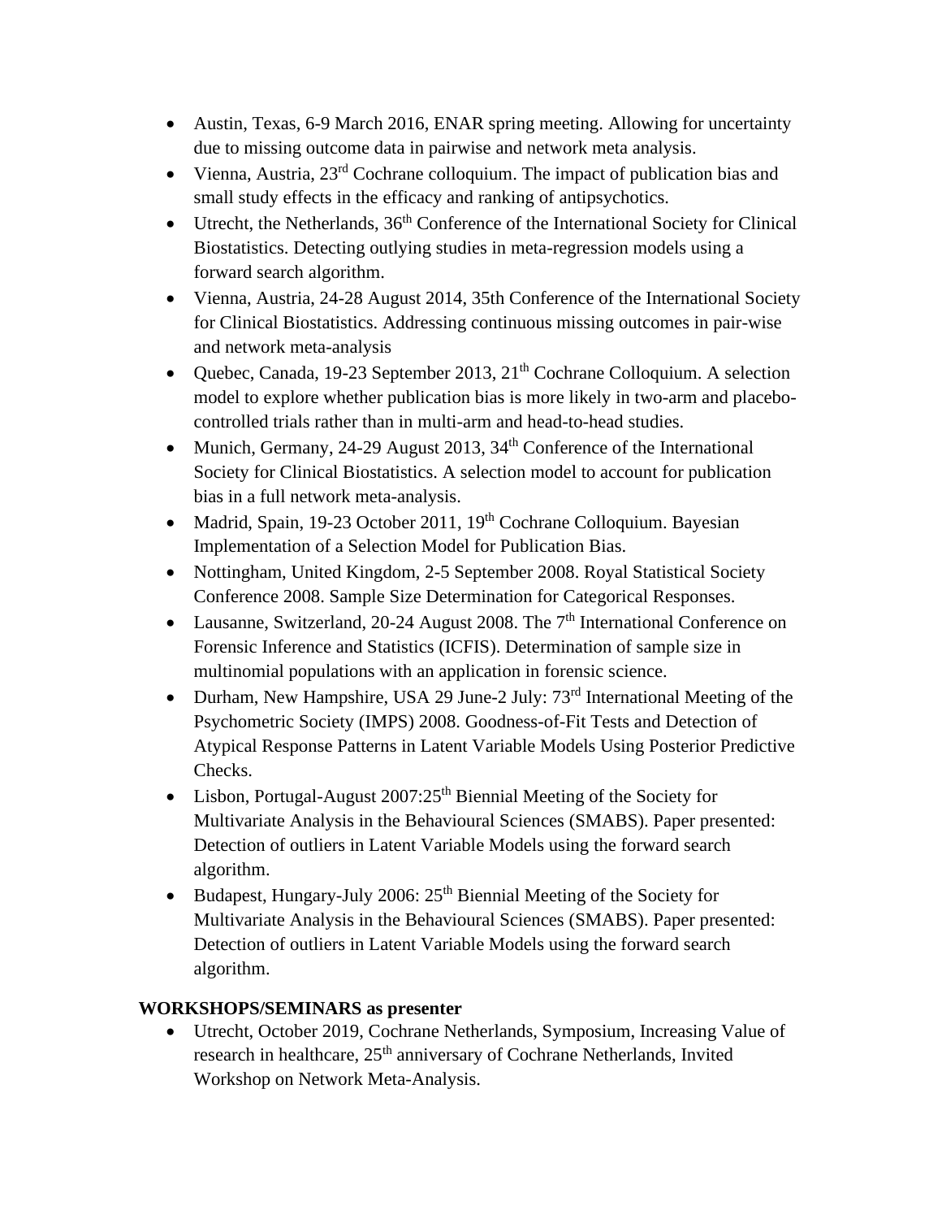- Austin, Texas, 6-9 March 2016, ENAR spring meeting. Allowing for uncertainty due to missing outcome data in pairwise and network meta analysis.
- Vienna, Austria, 23rd Cochrane colloquium. The impact of publication bias and small study effects in the efficacy and ranking of antipsychotics.
- Utrecht, the Netherlands, 36th Conference of the International Society for Clinical Biostatistics. Detecting outlying studies in meta-regression models using a forward search algorithm.
- Vienna, Austria, 24-28 August 2014, 35th Conference of the International Society for Clinical Biostatistics. Addressing continuous missing outcomes in pair-wise and network meta-analysis
- Quebec, Canada, 19-23 September 2013, 21th Cochrane Colloquium. A selection model to explore whether publication bias is more likely in two-arm and placebo-controlled trials rather than in multi-arm and head-to-head studies.
- Munich, Germany, 24-29 August 2013, 34th Conference of the International Society for Clinical Biostatistics. A selection model to account for publication bias in a full network meta-analysis.
- Madrid, Spain, 19-23 October 2011, 19th Cochrane Colloquium. Bayesian Implementation of a Selection Model for Publication Bias.
- Nottingham, United Kingdom, 2-5 September 2008. Royal Statistical Society Conference 2008. Sample Size Determination for Categorical Responses.
- Lausanne, Switzerland, 20-24 August 2008. The 7th International Conference on Forensic Inference and Statistics (ICFIS). Determination of sample size in multinomial populations with an application in forensic science.
- Durham, New Hampshire, USA 29 June-2 July: 73rd International Meeting of the Psychometric Society (IMPS) 2008. Goodness-of-Fit Tests and Detection of Atypical Response Patterns in Latent Variable Models Using Posterior Predictive Checks.
- Lisbon, Portugal-August 2007:25th Biennial Meeting of the Society for Multivariate Analysis in the Behavioural Sciences (SMABS). Paper presented: Detection of outliers in Latent Variable Models using the forward search algorithm.
- Budapest, Hungary-July 2006: 25th Biennial Meeting of the Society for Multivariate Analysis in the Behavioural Sciences (SMABS). Paper presented: Detection of outliers in Latent Variable Models using the forward search algorithm.

**WORKSHOPS/SEMINARS as presenter**

- Utrecht, October 2019, Cochrane Netherlands, Symposium, Increasing Value of research in healthcare, 25th anniversary of Cochrane Netherlands, Invited Workshop on Network Meta-Analysis.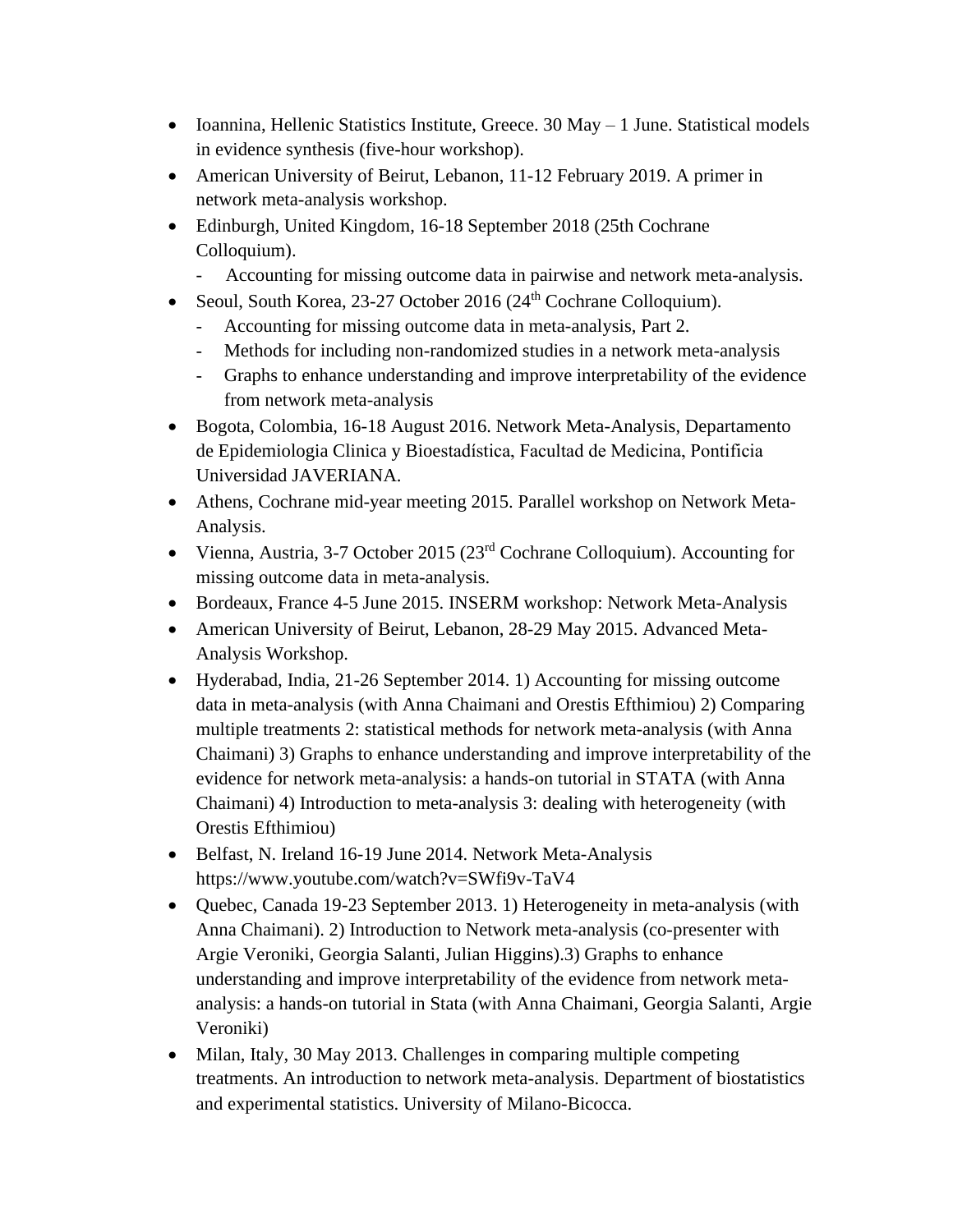- Ioannina, Hellenic Statistics Institute, Greece. 30 May – 1 June. Statistical models in evidence synthesis (five-hour workshop).
- American University of Beirut, Lebanon, 11-12 February 2019. A primer in network meta-analysis workshop.
- Edinburgh, United Kingdom, 16-18 September 2018 (25th Cochrane Colloquium).
  - Accounting for missing outcome data in pairwise and network meta-analysis.
- Seoul, South Korea, 23-27 October 2016 (24th Cochrane Colloquium).
  - Accounting for missing outcome data in meta-analysis, Part 2.
  - Methods for including non-randomized studies in a network meta-analysis
  - Graphs to enhance understanding and improve interpretability of the evidence from network meta-analysis
- Bogota, Colombia, 16-18 August 2016. Network Meta-Analysis, Departamento de Epidemiologia Clinica y Bioestadística, Facultad de Medicina, Pontificia Universidad JAVERIANA.
- Athens, Cochrane mid-year meeting 2015. Parallel workshop on Network Meta-Analysis.
- Vienna, Austria, 3-7 October 2015 (23rd Cochrane Colloquium). Accounting for missing outcome data in meta-analysis.
- Bordeaux, France 4-5 June 2015. INSERM workshop: Network Meta-Analysis
- American University of Beirut, Lebanon, 28-29 May 2015. Advanced Meta-Analysis Workshop.
- Hyderabad, India, 21-26 September 2014. 1) Accounting for missing outcome data in meta-analysis (with Anna Chaimani and Orestis Efthimiou) 2) Comparing multiple treatments 2: statistical methods for network meta-analysis (with Anna Chaimani) 3) Graphs to enhance understanding and improve interpretability of the evidence for network meta-analysis: a hands-on tutorial in STATA (with Anna Chaimani) 4) Introduction to meta-analysis 3: dealing with heterogeneity (with Orestis Efthimiou)
- Belfast, N. Ireland 16-19 June 2014. Network Meta-Analysis https://www.youtube.com/watch?v=SWfi9v-TaV4
- Quebec, Canada 19-23 September 2013. 1) Heterogeneity in meta-analysis (with Anna Chaimani). 2) Introduction to Network meta-analysis (co-presenter with Argie Veroniki, Georgia Salanti, Julian Higgins).3) Graphs to enhance understanding and improve interpretability of the evidence from network meta-analysis: a hands-on tutorial in Stata (with Anna Chaimani, Georgia Salanti, Argie Veroniki)
- Milan, Italy, 30 May 2013. Challenges in comparing multiple competing treatments. An introduction to network meta-analysis. Department of biostatistics and experimental statistics. University of Milano-Bicocca.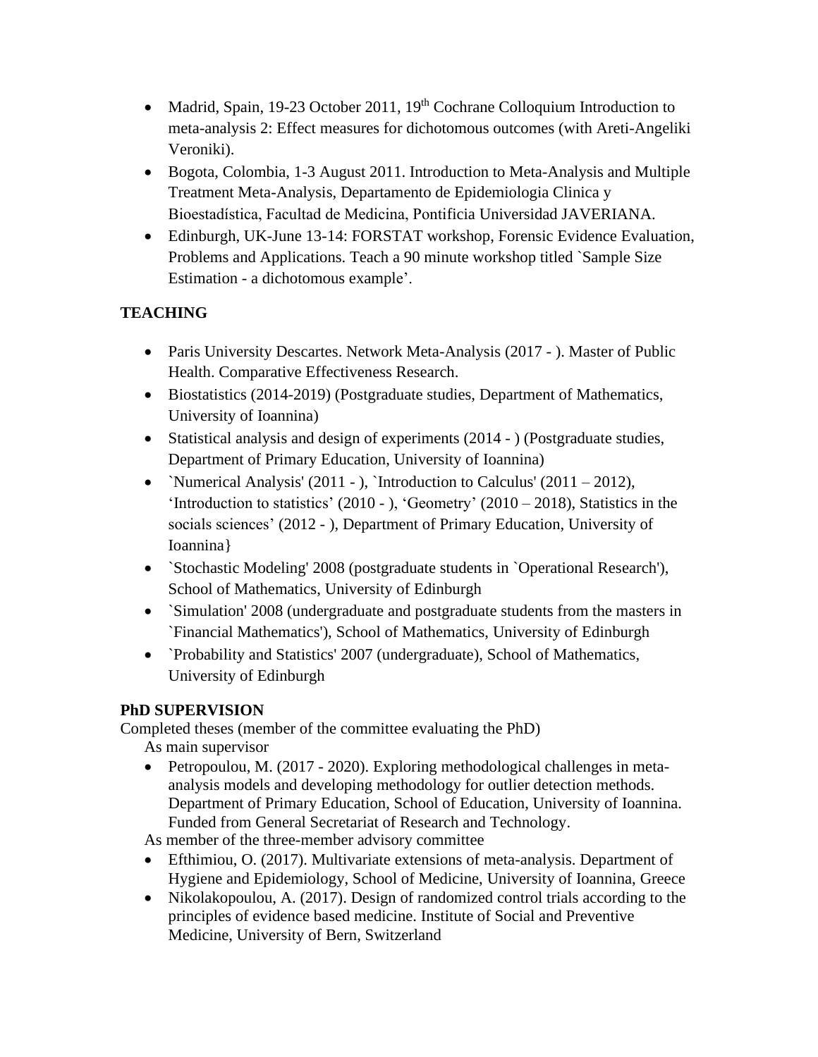- Madrid, Spain, 19-23 October 2011, 19th Cochrane Colloquium Introduction to meta-analysis 2: Effect measures for dichotomous outcomes (with Areti-Angeliki Veroniki).
- Bogota, Colombia, 1-3 August 2011. Introduction to Meta-Analysis and Multiple Treatment Meta-Analysis, Departamento de Epidemiologia Clinica y Bioestadística, Facultad de Medicina, Pontificia Universidad JAVERIANA.
- Edinburgh, UK-June 13-14: FORSTAT workshop, Forensic Evidence Evaluation, Problems and Applications. Teach a 90 minute workshop titled `Sample Size Estimation - a dichotomous example'.

**TEACHING**

- Paris University Descartes. Network Meta-Analysis (2017 - ). Master of Public Health. Comparative Effectiveness Research.
- Biostatistics (2014-2019) (Postgraduate studies, Department of Mathematics, University of Ioannina)
- Statistical analysis and design of experiments (2014 - ) (Postgraduate studies, Department of Primary Education, University of Ioannina)
- `Numerical Analysis' (2011 - ), `Introduction to Calculus' (2011 – 2012), 'Introduction to statistics' (2010 - ), 'Geometry' (2010 – 2018), Statistics in the socials sciences' (2012 - ), Department of Primary Education, University of Ioannina}
- `Stochastic Modeling' 2008 (postgraduate students in `Operational Research'), School of Mathematics, University of Edinburgh
- `Simulation' 2008 (undergraduate and postgraduate students from the masters in `Financial Mathematics'), School of Mathematics, University of Edinburgh
- `Probability and Statistics' 2007 (undergraduate), School of Mathematics, University of Edinburgh

**PhD SUPERVISION**

Completed theses (member of the committee evaluating the PhD)

As main supervisor

- Petropoulou, M. (2017 - 2020). Exploring methodological challenges in meta-analysis models and developing methodology for outlier detection methods. Department of Primary Education, School of Education, University of Ioannina. Funded from General Secretariat of Research and Technology.

As member of the three-member advisory committee

- Efthimiou, O. (2017). Multivariate extensions of meta-analysis. Department of Hygiene and Epidemiology, School of Medicine, University of Ioannina, Greece
- Nikolakopoulou, A. (2017). Design of randomized control trials according to the principles of evidence based medicine. Institute of Social and Preventive Medicine, University of Bern, Switzerland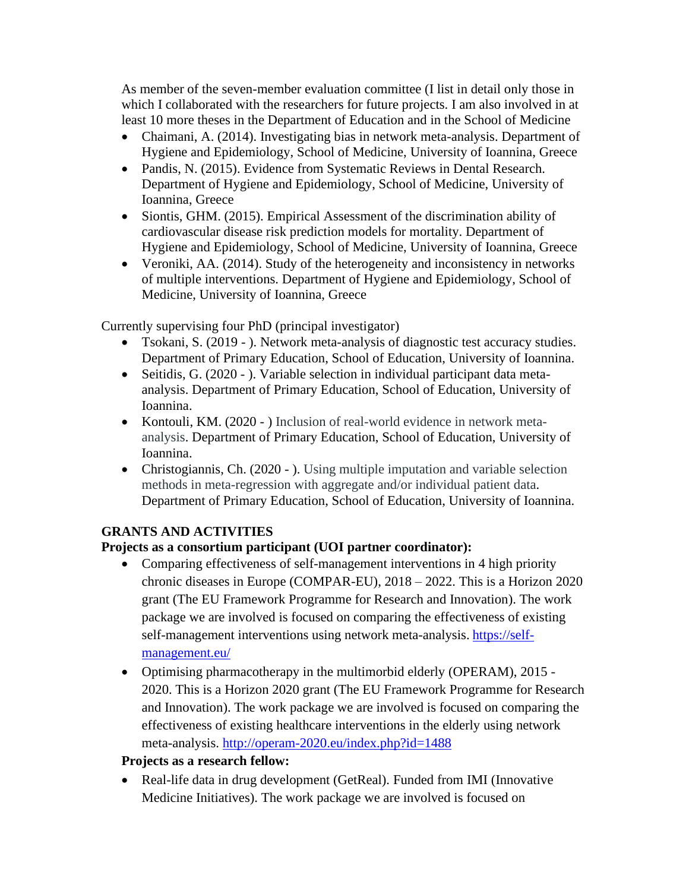As member of the seven-member evaluation committee (I list in detail only those in which I collaborated with the researchers for future projects. I am also involved in at least 10 more theses in the Department of Education and in the School of Medicine

- Chaimani, A. (2014). Investigating bias in network meta-analysis. Department of Hygiene and Epidemiology, School of Medicine, University of Ioannina, Greece
- Pandis, N. (2015). Evidence from Systematic Reviews in Dental Research. Department of Hygiene and Epidemiology, School of Medicine, University of Ioannina, Greece
- Siontis, GHM. (2015). Empirical Assessment of the discrimination ability of cardiovascular disease risk prediction models for mortality. Department of Hygiene and Epidemiology, School of Medicine, University of Ioannina, Greece
- Veroniki, AA. (2014). Study of the heterogeneity and inconsistency in networks of multiple interventions. Department of Hygiene and Epidemiology, School of Medicine, University of Ioannina, Greece

Currently supervising four PhD (principal investigator)

- Tsokani, S. (2019 - ). Network meta-analysis of diagnostic test accuracy studies. Department of Primary Education, School of Education, University of Ioannina.
- Seitidis, G. (2020 - ). Variable selection in individual participant data meta-analysis. Department of Primary Education, School of Education, University of Ioannina.
- Kontouli, KM. (2020 - ) Inclusion of real-world evidence in network meta-analysis. Department of Primary Education, School of Education, University of Ioannina.
- Christogiannis, Ch. (2020 - ). Using multiple imputation and variable selection methods in meta-regression with aggregate and/or individual patient data. Department of Primary Education, School of Education, University of Ioannina.

**GRANTS AND ACTIVITIES**

**Projects as a consortium participant (UOI partner coordinator):**

- Comparing effectiveness of self-management interventions in 4 high priority chronic diseases in Europe (COMPAR-EU), 2018 – 2022. This is a Horizon 2020 grant (The EU Framework Programme for Research and Innovation). The work package we are involved is focused on comparing the effectiveness of existing self-management interventions using network meta-analysis. https://self-management.eu/
- Optimising pharmacotherapy in the multimorbid elderly (OPERAM), 2015 - 2020. This is a Horizon 2020 grant (The EU Framework Programme for Research and Innovation). The work package we are involved is focused on comparing the effectiveness of existing healthcare interventions in the elderly using network meta-analysis. http://operam-2020.eu/index.php?id=1488

**Projects as a research fellow:**

- Real-life data in drug development (GetReal). Funded from IMI (Innovative Medicine Initiatives). The work package we are involved is focused on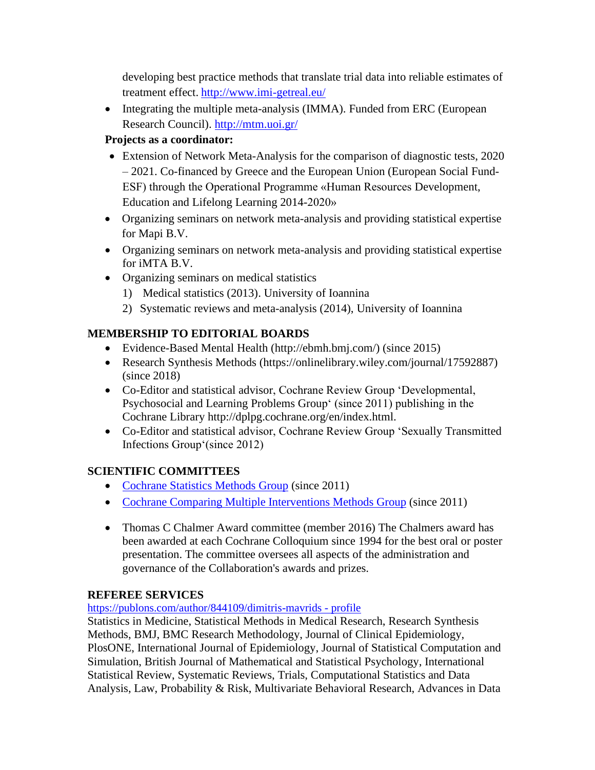developing best practice methods that translate trial data into reliable estimates of treatment effect. [http://www.imi-getreal.eu/](http://www.imi-getreal.eu/)

- Integrating the multiple meta-analysis (IMMA). Funded from ERC (European Research Council). [http://mtm.uoi.gr/](http://mtm.uoi.gr/)

**Projects as a coordinator:**

- Extension of Network Meta-Analysis for the comparison of diagnostic tests, 2020 – 2021. Co-financed by Greece and the European Union (European Social Fund-ESF) through the Operational Programme «Human Resources Development, Education and Lifelong Learning 2014-2020»
- Organizing seminars on network meta-analysis and providing statistical expertise for Mapi B.V.
- Organizing seminars on network meta-analysis and providing statistical expertise for iMTA B.V.
- Organizing seminars on medical statistics
  1) Medical statistics (2013). University of Ioannina
  2) Systematic reviews and meta-analysis (2014), University of Ioannina

## MEMBERSHIP TO EDITORIAL BOARDS

- Evidence-Based Mental Health (http://ebmh.bmj.com/) (since 2015)
- Research Synthesis Methods (https://onlinelibrary.wiley.com/journal/17592887) (since 2018)
- Co-Editor and statistical advisor, Cochrane Review Group 'Developmental, Psychosocial and Learning Problems Group' (since 2011) publishing in the Cochrane Library http://dplpg.cochrane.org/en/index.html.
- Co-Editor and statistical advisor, Cochrane Review Group 'Sexually Transmitted Infections Group'(since 2012)

## SCIENTIFIC COMMITTEES

- Cochrane Statistics Methods Group (since 2011)
- Cochrane Comparing Multiple Interventions Methods Group (since 2011)
- Thomas C Chalmer Award committee (member 2016) The Chalmers award has been awarded at each Cochrane Colloquium since 1994 for the best oral or poster presentation. The committee oversees all aspects of the administration and governance of the Collaboration's awards and prizes.

## REFEREE SERVICES

[https://publons.com/author/844109/dimitris-mavrids - profile](https://publons.com/author/844109/dimitris-mavrids)

Statistics in Medicine, Statistical Methods in Medical Research, Research Synthesis Methods, BMJ, BMC Research Methodology, Journal of Clinical Epidemiology, PlosONE, International Journal of Epidemiology, Journal of Statistical Computation and Simulation, British Journal of Mathematical and Statistical Psychology, International Statistical Review, Systematic Reviews, Trials, Computational Statistics and Data Analysis, Law, Probability & Risk, Multivariate Behavioral Research, Advances in Data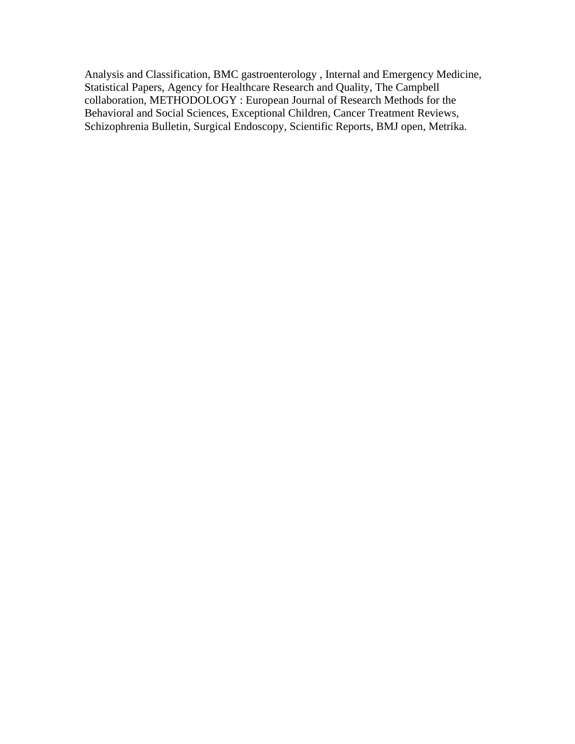Analysis and Classification, BMC gastroenterology , Internal and Emergency Medicine, Statistical Papers, Agency for Healthcare Research and Quality, The Campbell collaboration, METHODOLOGY : European Journal of Research Methods for the Behavioral and Social Sciences, Exceptional Children, Cancer Treatment Reviews, Schizophrenia Bulletin, Surgical Endoscopy, Scientific Reports, BMJ open, Metrika.